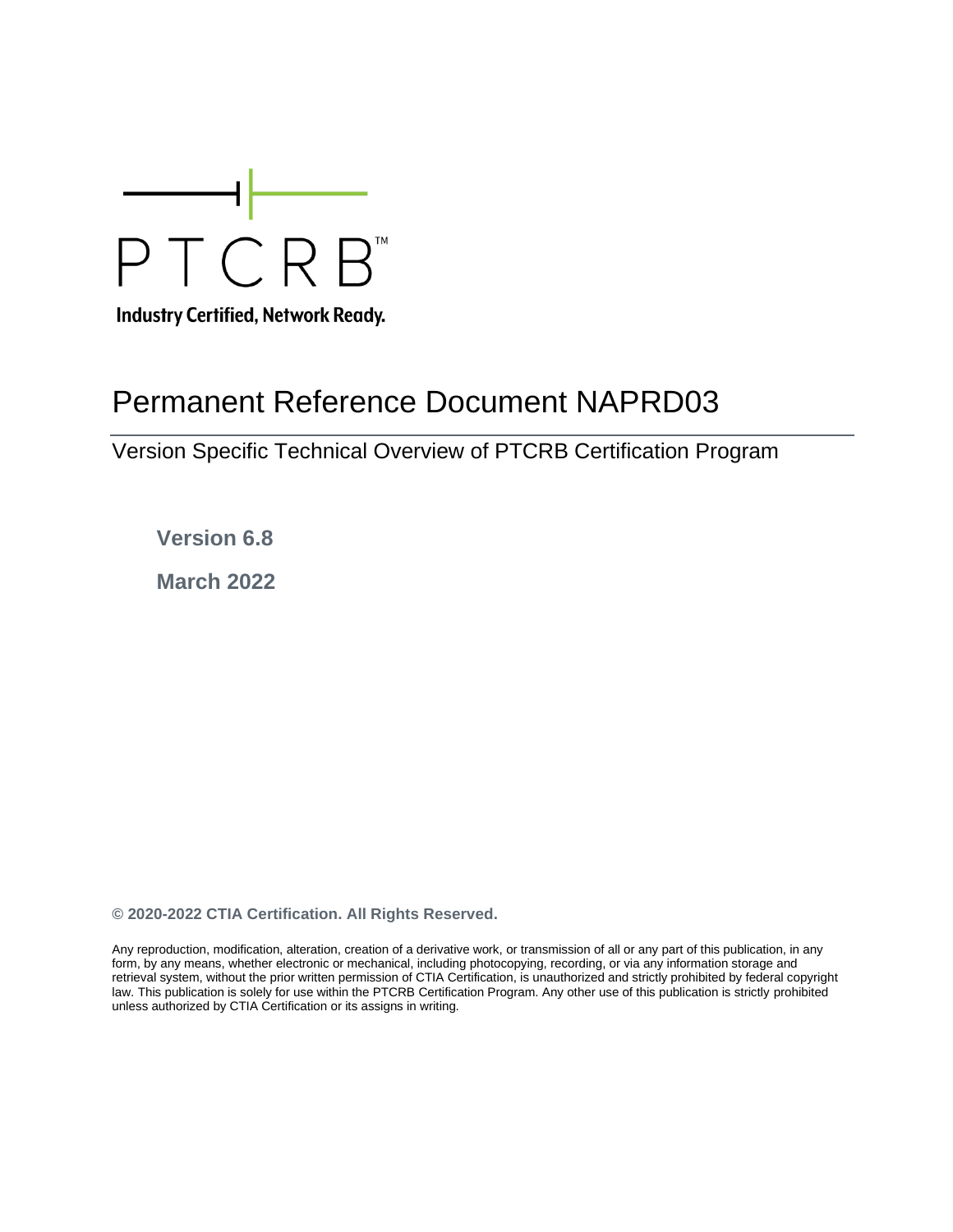PTCRB™

Industry Certified, Network Ready.

# Permanent Reference Document NAPRD03

## Version Specific Technical Overview of PTCRB Certification Program

**Version 6.8**

**March 2022**

**© 2020-2022 CTIA Certification. All Rights Reserved.**

Any reproduction, modification, alteration, creation of a derivative work, or transmission of all or any part of this publication, in any form, by any means, whether electronic or mechanical, including photocopying, recording, or via any information storage and retrieval system, without the prior written permission of CTIA Certification, is unauthorized and strictly prohibited by federal copyright law. This publication is solely for use within the PTCRB Certification Program. Any other use of this publication is strictly prohibited unless authorized by CTIA Certification or its assigns in writing.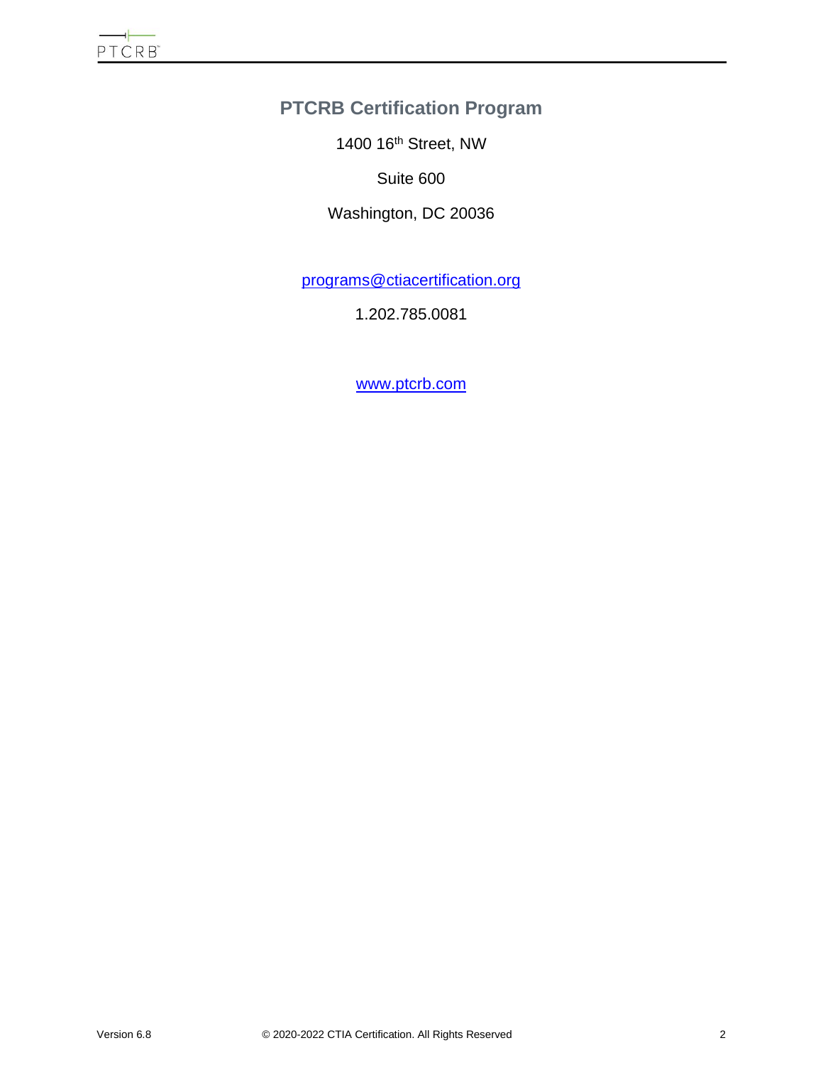# PTCRB Certification Program

1400 16th Street, NW

Suite 600

Washington, DC 20036

programs@ctiacertification.org

1.202.785.0081

www.ptcrb.com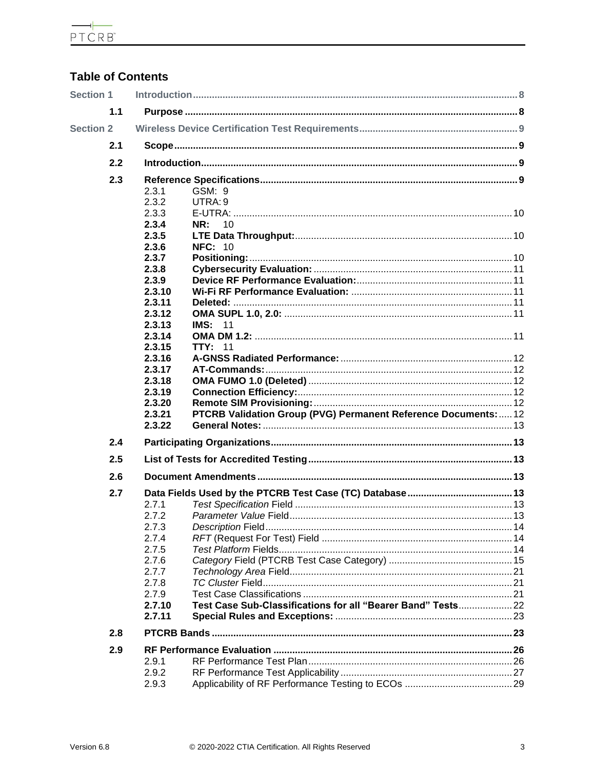## Table of Contents

- **Section 1** Introduction ........ 8
  - **1.1** **Purpose** ........ 8
- **Section 2** Wireless Device Certification Test Requirements ........ 9
  - **2.1** **Scope** ........ 9
  - **2.2** **Introduction** ........ 9
  - **2.3** **Reference Specifications** ........ 9
    - 2.3.1 GSM: 9
    - 2.3.2 UTRA: 9
    - 2.3.3 E-UTRA: ........ 10
    - **2.3.4** **NR:** 10
    - **2.3.5** **LTE Data Throughput:** ........ 10
    - **2.3.6** **NFC:** 10
    - **2.3.7** **Positioning:** ........ 10
    - **2.3.8** **Cybersecurity Evaluation:** ........ 11
    - **2.3.9** **Device RF Performance Evaluation:** ........ 11
    - **2.3.10** **Wi-Fi RF Performance Evaluation:** ........ 11
    - **2.3.11** **Deleted:** ........ 11
    - **2.3.12** **OMA SUPL 1.0, 2.0:** ........ 11
    - **2.3.13** **IMS:** 11
    - **2.3.14** **OMA DM 1.2:** ........ 11
    - **2.3.15** **TTY:** 11
    - **2.3.16** **A-GNSS Radiated Performance:** ........ 12
    - **2.3.17** **AT-Commands:** ........ 12
    - **2.3.18** **OMA FUMO 1.0 (Deleted)** ........ 12
    - **2.3.19** **Connection Efficiency:** ........ 12
    - **2.3.20** **Remote SIM Provisioning:** ........ 12
    - **2.3.21** **PTCRB Validation Group (PVG) Permanent Reference Documents:** ........ 12
    - **2.3.22** **General Notes:** ........ 13
  - **2.4** **Participating Organizations** ........ 13
  - **2.5** **List of Tests for Accredited Testing** ........ 13
  - **2.6** **Document Amendments** ........ 13
  - **2.7** **Data Fields Used by the PTCRB Test Case (TC) Database** ........ 13
    - 2.7.1 *Test Specification* Field ........ 13
    - 2.7.2 *Parameter Value* Field ........ 13
    - 2.7.3 *Description* Field ........ 14
    - 2.7.4 *RFT* (Request For Test) Field ........ 14
    - 2.7.5 *Test Platform* Fields ........ 14
    - 2.7.6 *Category* Field (PTCRB Test Case Category) ........ 15
    - 2.7.7 *Technology Area* Field ........ 21
    - 2.7.8 *TC Cluster* Field ........ 21
    - 2.7.9 Test Case Classifications ........ 21
    - **2.7.10** **Test Case Sub-Classifications for all "Bearer Band" Tests** ........ 22
    - **2.7.11** **Special Rules and Exceptions:** ........ 23
  - **2.8** **PTCRB Bands** ........ 23
  - **2.9** **RF Performance Evaluation** ........ 26
    - 2.9.1 RF Performance Test Plan ........ 26
    - 2.9.2 RF Performance Test Applicability ........ 27
    - 2.9.3 Applicability of RF Performance Testing to ECOs ........ 29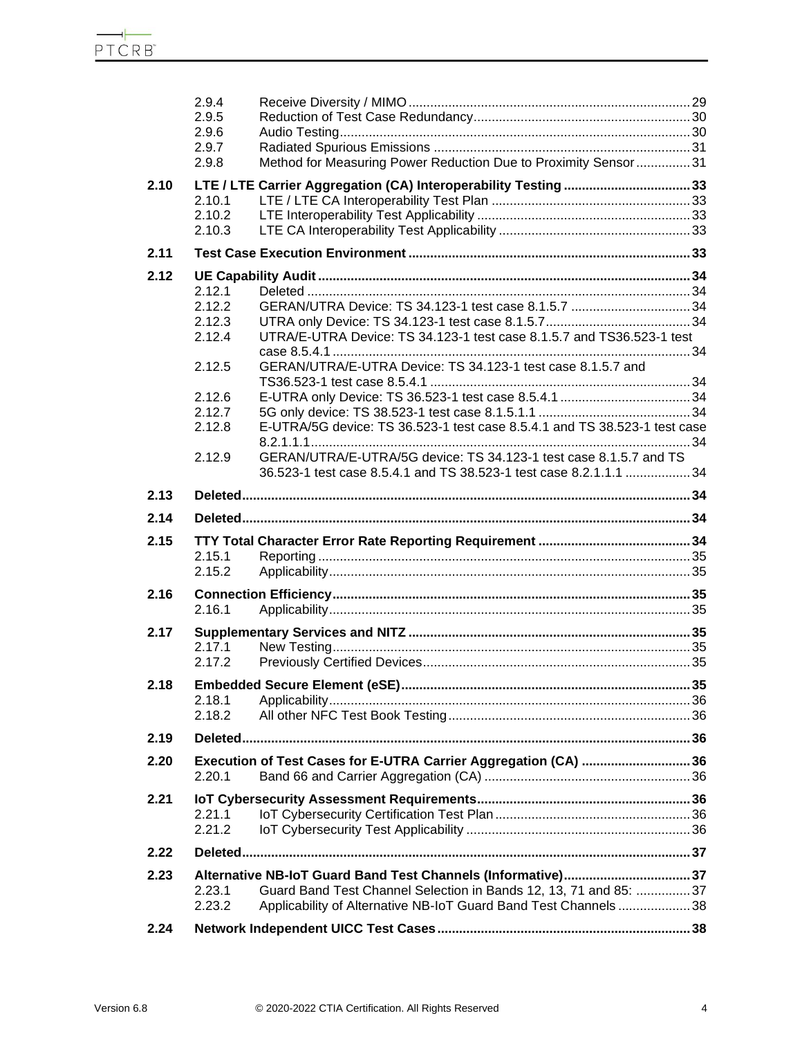| | | | |
|---|---|---|---|
| | 2.9.4 | Receive Diversity / MIMO | 29 |
| | 2.9.5 | Reduction of Test Case Redundancy | 30 |
| | 2.9.6 | Audio Testing | 30 |
| | 2.9.7 | Radiated Spurious Emissions | 31 |
| | 2.9.8 | Method for Measuring Power Reduction Due to Proximity Sensor | 31 |
| **2.10** | **LTE / LTE Carrier Aggregation (CA) Interoperability Testing** | | **33** |
| | 2.10.1 | LTE / LTE CA Interoperability Test Plan | 33 |
| | 2.10.2 | LTE Interoperability Test Applicability | 33 |
| | 2.10.3 | LTE CA Interoperability Test Applicability | 33 |
| **2.11** | **Test Case Execution Environment** | | **33** |
| **2.12** | **UE Capability Audit** | | **34** |
| | 2.12.1 | Deleted | 34 |
| | 2.12.2 | GERAN/UTRA Device: TS 34.123-1 test case 8.1.5.7 | 34 |
| | 2.12.3 | UTRA only Device: TS 34.123-1 test case 8.1.5.7 | 34 |
| | 2.12.4 | UTRA/E-UTRA Device: TS 34.123-1 test case 8.1.5.7 and TS36.523-1 test case 8.5.4.1 | 34 |
| | 2.12.5 | GERAN/UTRA/E-UTRA Device: TS 34.123-1 test case 8.1.5.7 and TS36.523-1 test case 8.5.4.1 | 34 |
| | 2.12.6 | E-UTRA only Device: TS 36.523-1 test case 8.5.4.1 | 34 |
| | 2.12.7 | 5G only device: TS 38.523-1 test case 8.1.5.1.1 | 34 |
| | 2.12.8 | E-UTRA/5G device: TS 36.523-1 test case 8.5.4.1 and TS 38.523-1 test case 8.2.1.1.1 | 34 |
| | 2.12.9 | GERAN/UTRA/E-UTRA/5G device: TS 34.123-1 test case 8.1.5.7 and TS 36.523-1 test case 8.5.4.1 and TS 38.523-1 test case 8.2.1.1.1 | 34 |
| **2.13** | **Deleted** | | **34** |
| **2.14** | **Deleted** | | **34** |
| **2.15** | **TTY Total Character Error Rate Reporting Requirement** | | **34** |
| | 2.15.1 | Reporting | 35 |
| | 2.15.2 | Applicability | 35 |
| **2.16** | **Connection Efficiency** | | **35** |
| | 2.16.1 | Applicability | 35 |
| **2.17** | **Supplementary Services and NITZ** | | **35** |
| | 2.17.1 | New Testing | 35 |
| | 2.17.2 | Previously Certified Devices | 35 |
| **2.18** | **Embedded Secure Element (eSE)** | | **35** |
| | 2.18.1 | Applicability | 36 |
| | 2.18.2 | All other NFC Test Book Testing | 36 |
| **2.19** | **Deleted** | | **36** |
| **2.20** | **Execution of Test Cases for E-UTRA Carrier Aggregation (CA)** | | **36** |
| | 2.20.1 | Band 66 and Carrier Aggregation (CA) | 36 |
| **2.21** | **IoT Cybersecurity Assessment Requirements** | | **36** |
| | 2.21.1 | IoT Cybersecurity Certification Test Plan | 36 |
| | 2.21.2 | IoT Cybersecurity Test Applicability | 36 |
| **2.22** | **Deleted** | | **37** |
| **2.23** | **Alternative NB-IoT Guard Band Test Channels (Informative)** | | **37** |
| | 2.23.1 | Guard Band Test Channel Selection in Bands 12, 13, 71 and 85: | 37 |
| | 2.23.2 | Applicability of Alternative NB-IoT Guard Band Test Channels | 38 |
| **2.24** | **Network Independent UICC Test Cases** | | **38** |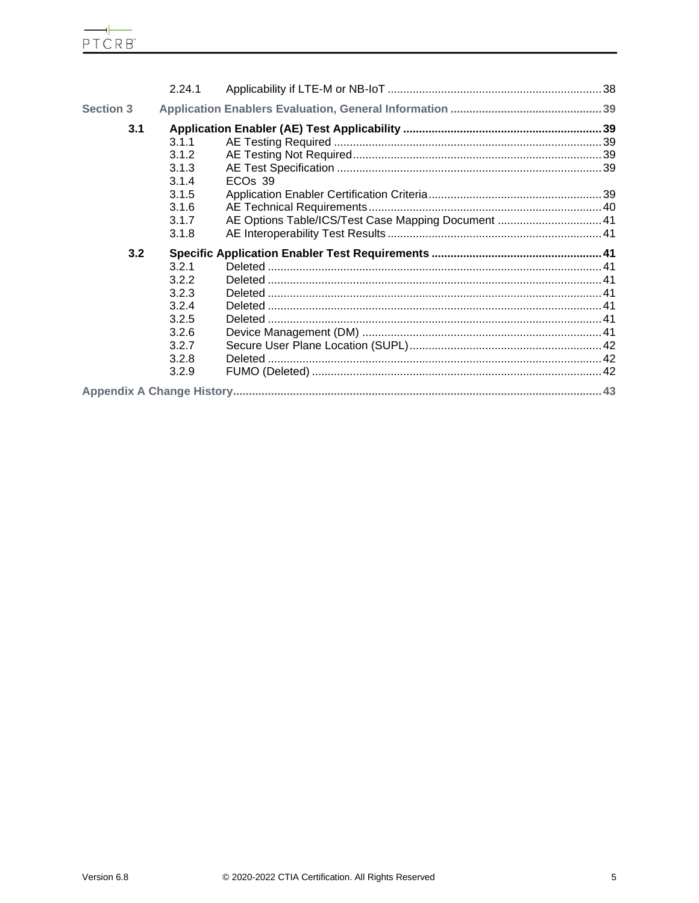| | | |
|---|---|---|
| 2.24.1 | Applicability if LTE-M or NB-IoT | 38 |

**Section 3 Application Enablers Evaluation, General Information** ........ 39

| | | | |
|---|---|---|---|
| **3.1** | **Application Enabler (AE) Test Applicability** | | **39** |
| | 3.1.1 | AE Testing Required | 39 |
| | 3.1.2 | AE Testing Not Required | 39 |
| | 3.1.3 | AE Test Specification | 39 |
| | 3.1.4 | ECOs 39 | |
| | 3.1.5 | Application Enabler Certification Criteria | 39 |
| | 3.1.6 | AE Technical Requirements | 40 |
| | 3.1.7 | AE Options Table/ICS/Test Case Mapping Document | 41 |
| | 3.1.8 | AE Interoperability Test Results | 41 |
| **3.2** | **Specific Application Enabler Test Requirements** | | **41** |
| | 3.2.1 | Deleted | 41 |
| | 3.2.2 | Deleted | 41 |
| | 3.2.3 | Deleted | 41 |
| | 3.2.4 | Deleted | 41 |
| | 3.2.5 | Deleted | 41 |
| | 3.2.6 | Device Management (DM) | 41 |
| | 3.2.7 | Secure User Plane Location (SUPL) | 42 |
| | 3.2.8 | Deleted | 42 |
| | 3.2.9 | FUMO (Deleted) | 42 |

**Appendix A Change History** ........ 43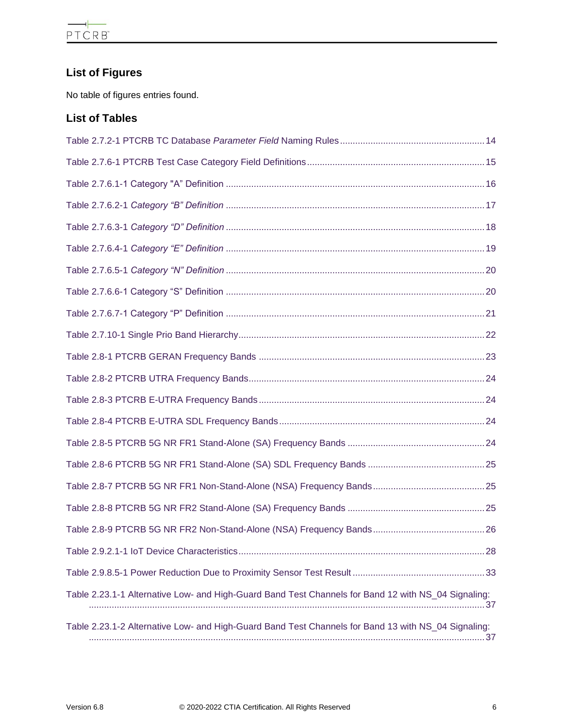## List of Figures

No table of figures entries found.

## List of Tables

Table 2.7.2-1 PTCRB TC Database *Parameter Field* Naming Rules ........................................................ 14

Table 2.7.6-1 PTCRB Test Case Category Field Definitions ..................................................................... 15

Table 2.7.6.1-1 Category "A" Definition ..................................................................................................... 16

Table 2.7.6.2-1 *Category "B" Definition* ..................................................................................................... 17

Table 2.7.6.3-1 *Category "D" Definition* ..................................................................................................... 18

Table 2.7.6.4-1 *Category "E" Definition* ..................................................................................................... 19

Table 2.7.6.5-1 *Category "N" Definition* ..................................................................................................... 20

Table 2.7.6.6-1 Category "S" Definition ..................................................................................................... 20

Table 2.7.6.7-1 Category "P" Definition ..................................................................................................... 21

Table 2.7.10-1 Single Prio Band Hierarchy ................................................................................................ 22

Table 2.8-1 PTCRB GERAN Frequency Bands ........................................................................................ 23

Table 2.8-2 PTCRB UTRA Frequency Bands ............................................................................................ 24

Table 2.8-3 PTCRB E-UTRA Frequency Bands ........................................................................................ 24

Table 2.8-4 PTCRB E-UTRA SDL Frequency Bands ................................................................................ 24

Table 2.8-5 PTCRB 5G NR FR1 Stand-Alone (SA) Frequency Bands ...................................................... 24

Table 2.8-6 PTCRB 5G NR FR1 Stand-Alone (SA) SDL Frequency Bands .............................................. 25

Table 2.8-7 PTCRB 5G NR FR1 Non-Stand-Alone (NSA) Frequency Bands ............................................ 25

Table 2.8-8 PTCRB 5G NR FR2 Stand-Alone (SA) Frequency Bands ...................................................... 25

Table 2.8-9 PTCRB 5G NR FR2 Non-Stand-Alone (NSA) Frequency Bands ............................................ 26

Table 2.9.2.1-1 IoT Device Characteristics ................................................................................................ 28

Table 2.9.8.5-1 Power Reduction Due to Proximity Sensor Test Result .................................................... 33

Table 2.23.1-1 Alternative Low- and High-Guard Band Test Channels for Band 12 with NS_04 Signaling: ............................................................................................................................................................ 37

Table 2.23.1-2 Alternative Low- and High-Guard Band Test Channels for Band 13 with NS_04 Signaling: ............................................................................................................................................................ 37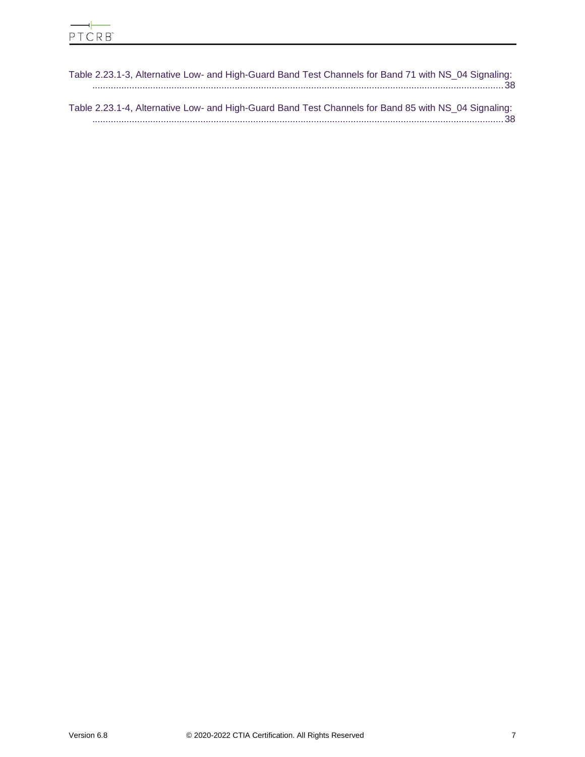Table 2.23.1-3, Alternative Low- and High-Guard Band Test Channels for Band 71 with NS_04 Signaling: ..... 38

Table 2.23.1-4, Alternative Low- and High-Guard Band Test Channels for Band 85 with NS_04 Signaling: ..... 38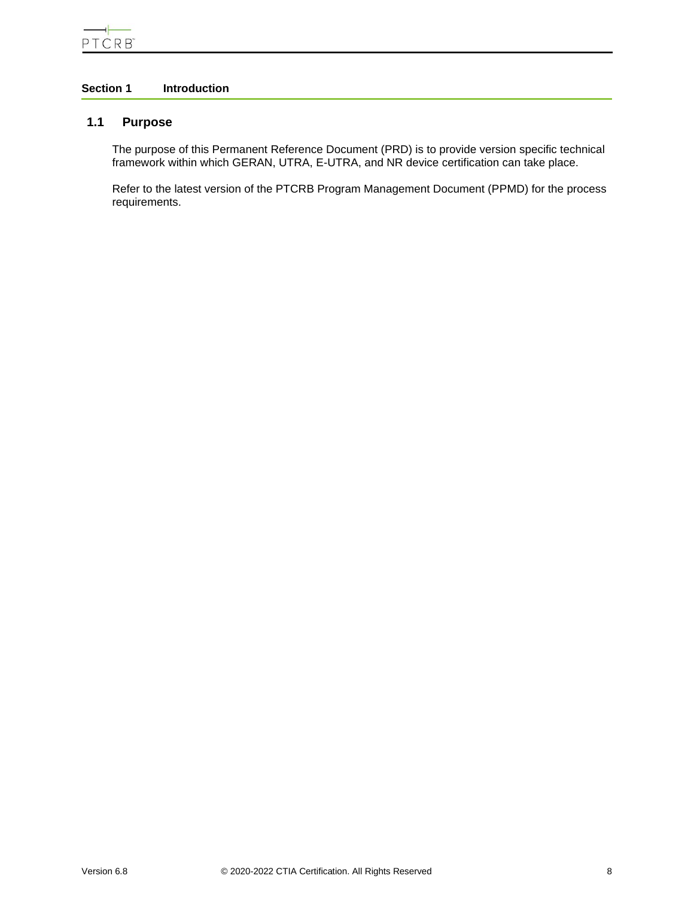# Section 1 Introduction

## 1.1 Purpose

The purpose of this Permanent Reference Document (PRD) is to provide version specific technical framework within which GERAN, UTRA, E-UTRA, and NR device certification can take place.

Refer to the latest version of the PTCRB Program Management Document (PPMD) for the process requirements.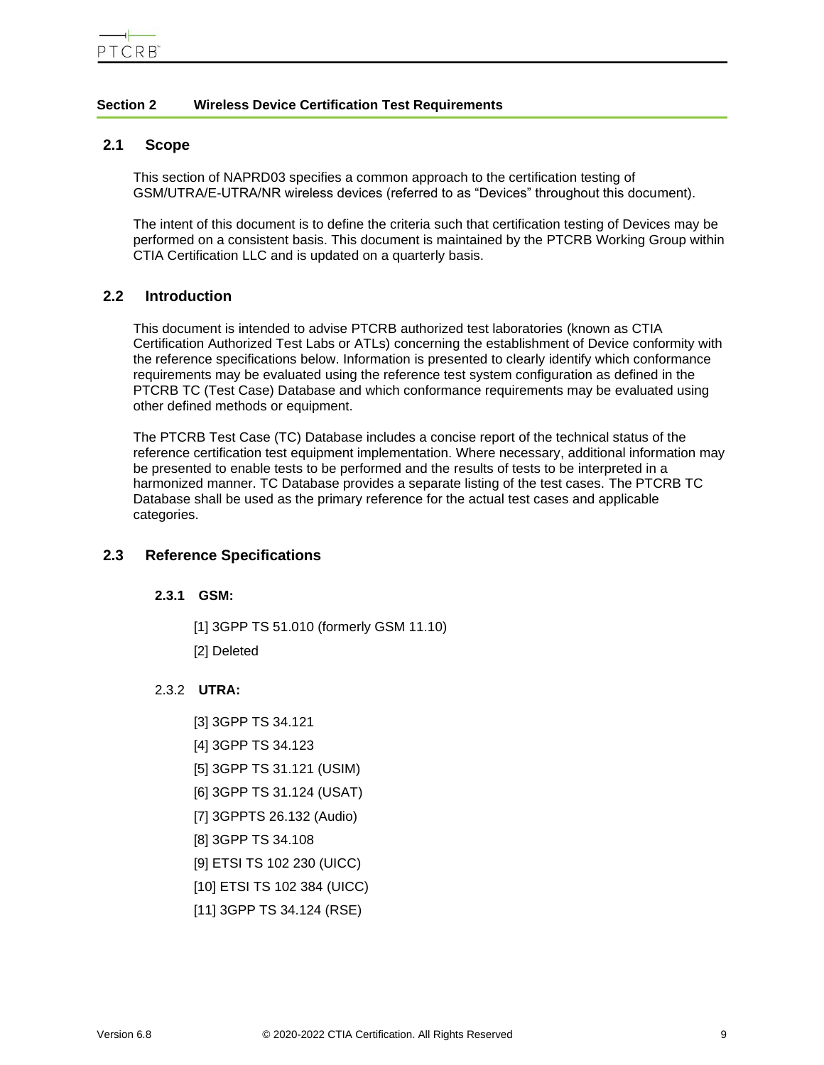## Section 2 Wireless Device Certification Test Requirements

### 2.1 Scope

This section of NAPRD03 specifies a common approach to the certification testing of GSM/UTRA/E-UTRA/NR wireless devices (referred to as "Devices" throughout this document).

The intent of this document is to define the criteria such that certification testing of Devices may be performed on a consistent basis. This document is maintained by the PTCRB Working Group within CTIA Certification LLC and is updated on a quarterly basis.

### 2.2 Introduction

This document is intended to advise PTCRB authorized test laboratories (known as CTIA Certification Authorized Test Labs or ATLs) concerning the establishment of Device conformity with the reference specifications below. Information is presented to clearly identify which conformance requirements may be evaluated using the reference test system configuration as defined in the PTCRB TC (Test Case) Database and which conformance requirements may be evaluated using other defined methods or equipment.

The PTCRB Test Case (TC) Database includes a concise report of the technical status of the reference certification test equipment implementation. Where necessary, additional information may be presented to enable tests to be performed and the results of tests to be interpreted in a harmonized manner. TC Database provides a separate listing of the test cases. The PTCRB TC Database shall be used as the primary reference for the actual test cases and applicable categories.

### 2.3 Reference Specifications

#### 2.3.1 GSM:

[1] 3GPP TS 51.010 (formerly GSM 11.10)

[2] Deleted

#### 2.3.2 UTRA:

[3] 3GPP TS 34.121

[4] 3GPP TS 34.123

[5] 3GPP TS 31.121 (USIM)

[6] 3GPP TS 31.124 (USAT)

[7] 3GPPTS 26.132 (Audio)

[8] 3GPP TS 34.108

[9] ETSI TS 102 230 (UICC)

[10] ETSI TS 102 384 (UICC)

[11] 3GPP TS 34.124 (RSE)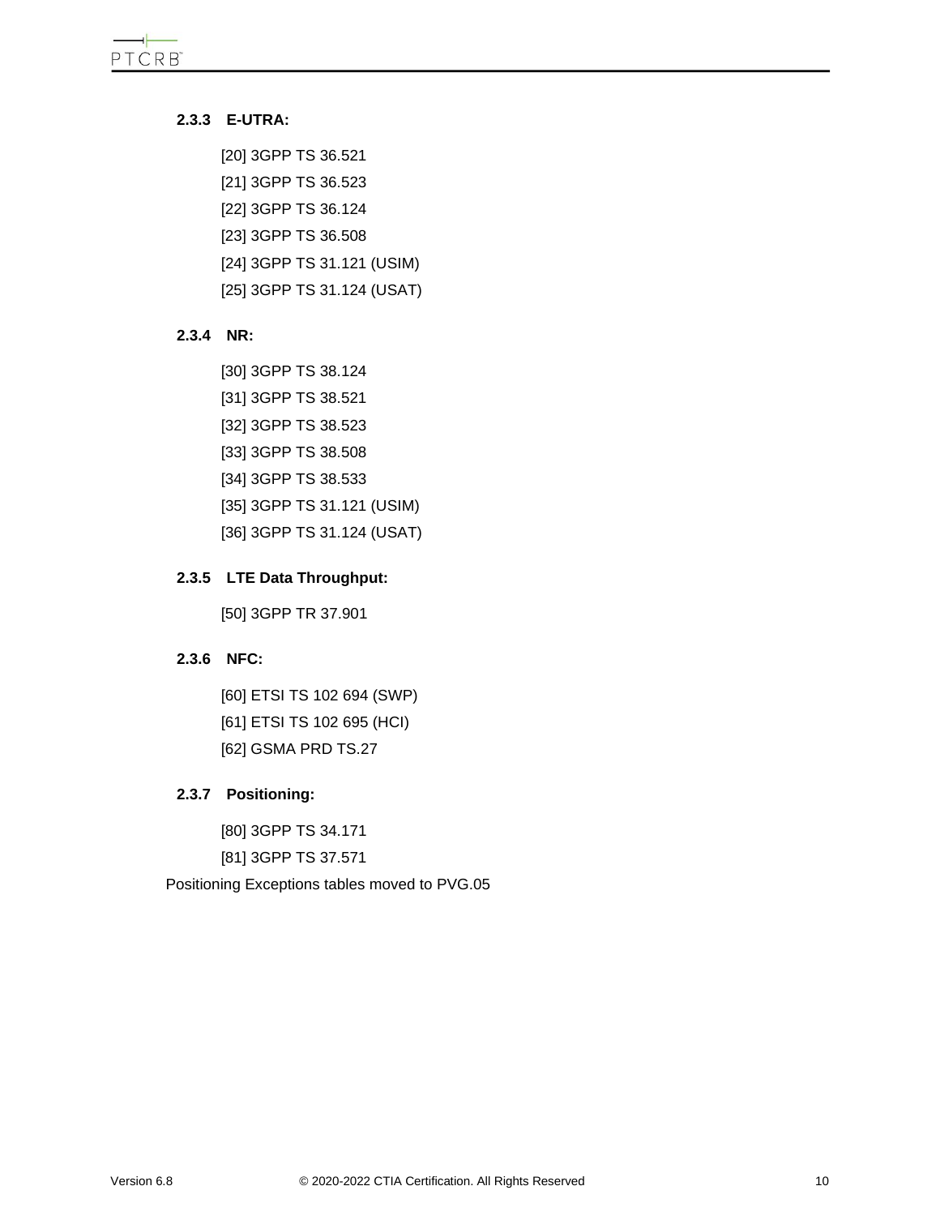### 2.3.3 E-UTRA:

[20] 3GPP TS 36.521

[21] 3GPP TS 36.523

[22] 3GPP TS 36.124

[23] 3GPP TS 36.508

[24] 3GPP TS 31.121 (USIM)

[25] 3GPP TS 31.124 (USAT)

### 2.3.4 NR:

[30] 3GPP TS 38.124

[31] 3GPP TS 38.521

[32] 3GPP TS 38.523

[33] 3GPP TS 38.508

[34] 3GPP TS 38.533

[35] 3GPP TS 31.121 (USIM)

[36] 3GPP TS 31.124 (USAT)

### 2.3.5 LTE Data Throughput:

[50] 3GPP TR 37.901

### 2.3.6 NFC:

[60] ETSI TS 102 694 (SWP)

[61] ETSI TS 102 695 (HCI)

[62] GSMA PRD TS.27

### 2.3.7 Positioning:

[80] 3GPP TS 34.171

[81] 3GPP TS 37.571

Positioning Exceptions tables moved to PVG.05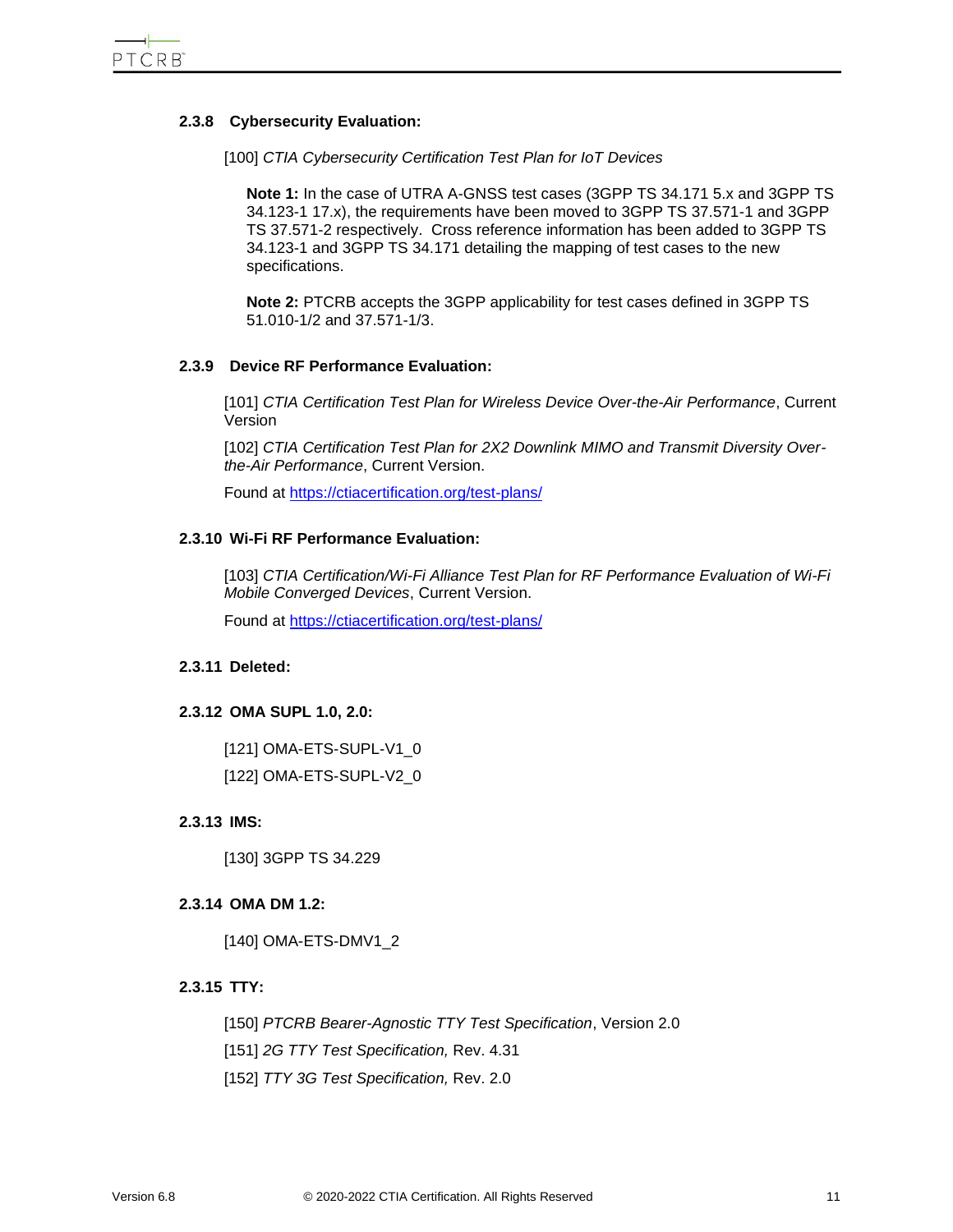### 2.3.8 Cybersecurity Evaluation:

[100] *CTIA Cybersecurity Certification Test Plan for IoT Devices*

> **Note 1:** In the case of UTRA A-GNSS test cases (3GPP TS 34.171 5.x and 3GPP TS 34.123-1 17.x), the requirements have been moved to 3GPP TS 37.571-1 and 3GPP TS 37.571-2 respectively. Cross reference information has been added to 3GPP TS 34.123-1 and 3GPP TS 34.171 detailing the mapping of test cases to the new specifications.
>
> **Note 2:** PTCRB accepts the 3GPP applicability for test cases defined in 3GPP TS 51.010-1/2 and 37.571-1/3.

### 2.3.9 Device RF Performance Evaluation:

[101] *CTIA Certification Test Plan for Wireless Device Over-the-Air Performance*, Current Version

[102] *CTIA Certification Test Plan for 2X2 Downlink MIMO and Transmit Diversity Over-the-Air Performance*, Current Version.

Found at https://ctiacertification.org/test-plans/

### 2.3.10 Wi-Fi RF Performance Evaluation:

[103] *CTIA Certification/Wi-Fi Alliance Test Plan for RF Performance Evaluation of Wi-Fi Mobile Converged Devices*, Current Version.

Found at https://ctiacertification.org/test-plans/

### 2.3.11 Deleted:

### 2.3.12 OMA SUPL 1.0, 2.0:

[121] OMA-ETS-SUPL-V1_0

[122] OMA-ETS-SUPL-V2_0

### 2.3.13 IMS:

[130] 3GPP TS 34.229

### 2.3.14 OMA DM 1.2:

[140] OMA-ETS-DMV1_2

### 2.3.15 TTY:

[150] *PTCRB Bearer-Agnostic TTY Test Specification*, Version 2.0

[151] *2G TTY Test Specification,* Rev. 4.31

[152] *TTY 3G Test Specification,* Rev. 2.0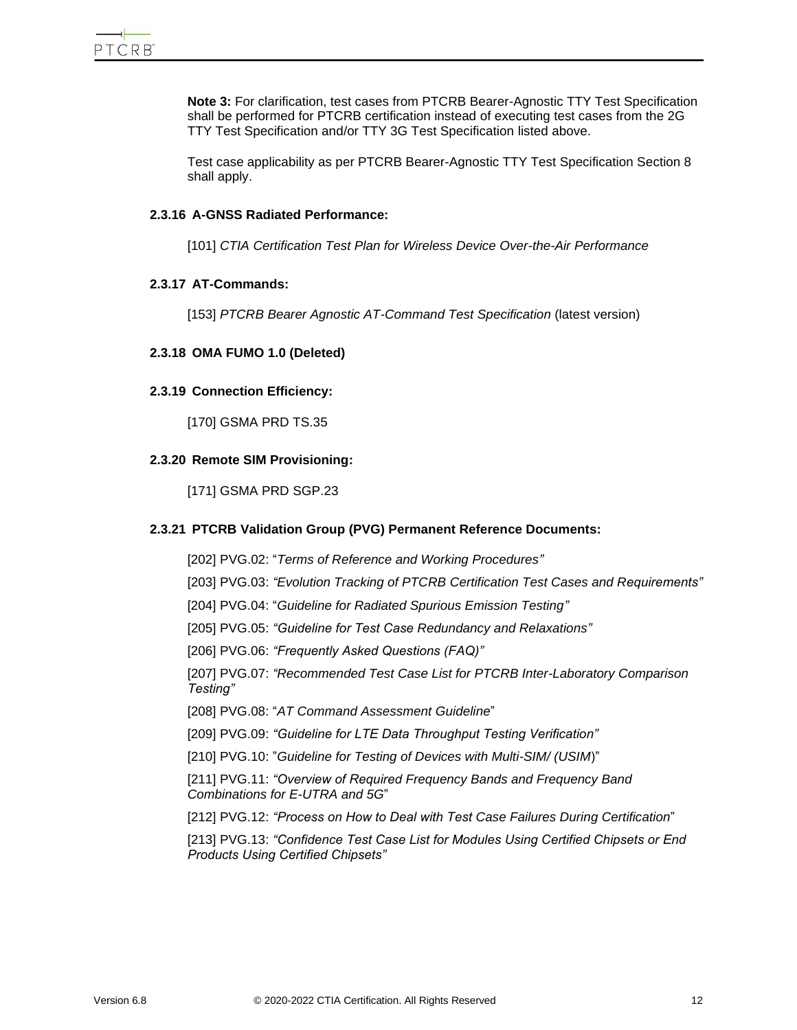**Note 3:** For clarification, test cases from PTCRB Bearer-Agnostic TTY Test Specification shall be performed for PTCRB certification instead of executing test cases from the 2G TTY Test Specification and/or TTY 3G Test Specification listed above.

Test case applicability as per PTCRB Bearer-Agnostic TTY Test Specification Section 8 shall apply.

### 2.3.16 A-GNSS Radiated Performance:

[101] *CTIA Certification Test Plan for Wireless Device Over-the-Air Performance*

### 2.3.17 AT-Commands:

[153] *PTCRB Bearer Agnostic AT-Command Test Specification* (latest version)

### 2.3.18 OMA FUMO 1.0 (Deleted)

### 2.3.19 Connection Efficiency:

[170] GSMA PRD TS.35

### 2.3.20 Remote SIM Provisioning:

[171] GSMA PRD SGP.23

### 2.3.21 PTCRB Validation Group (PVG) Permanent Reference Documents:

[202] PVG.02: "*Terms of Reference and Working Procedures"*

[203] PVG.03: *"Evolution Tracking of PTCRB Certification Test Cases and Requirements"*

[204] PVG.04: "*Guideline for Radiated Spurious Emission Testing"*

[205] PVG.05: *"Guideline for Test Case Redundancy and Relaxations"*

[206] PVG.06: *"Frequently Asked Questions (FAQ)"*

[207] PVG.07: *"Recommended Test Case List for PTCRB Inter-Laboratory Comparison Testing"*

[208] PVG.08: "*AT Command Assessment Guideline*"

[209] PVG.09: *"Guideline for LTE Data Throughput Testing Verification"*

[210] PVG.10: "*Guideline for Testing of Devices with Multi-SIM/ (USIM*)"

[211] PVG.11: *"Overview of Required Frequency Bands and Frequency Band Combinations for E-UTRA and 5G*"

[212] PVG.12: *"Process on How to Deal with Test Case Failures During Certification*"

[213] PVG.13: *"Confidence Test Case List for Modules Using Certified Chipsets or End Products Using Certified Chipsets"*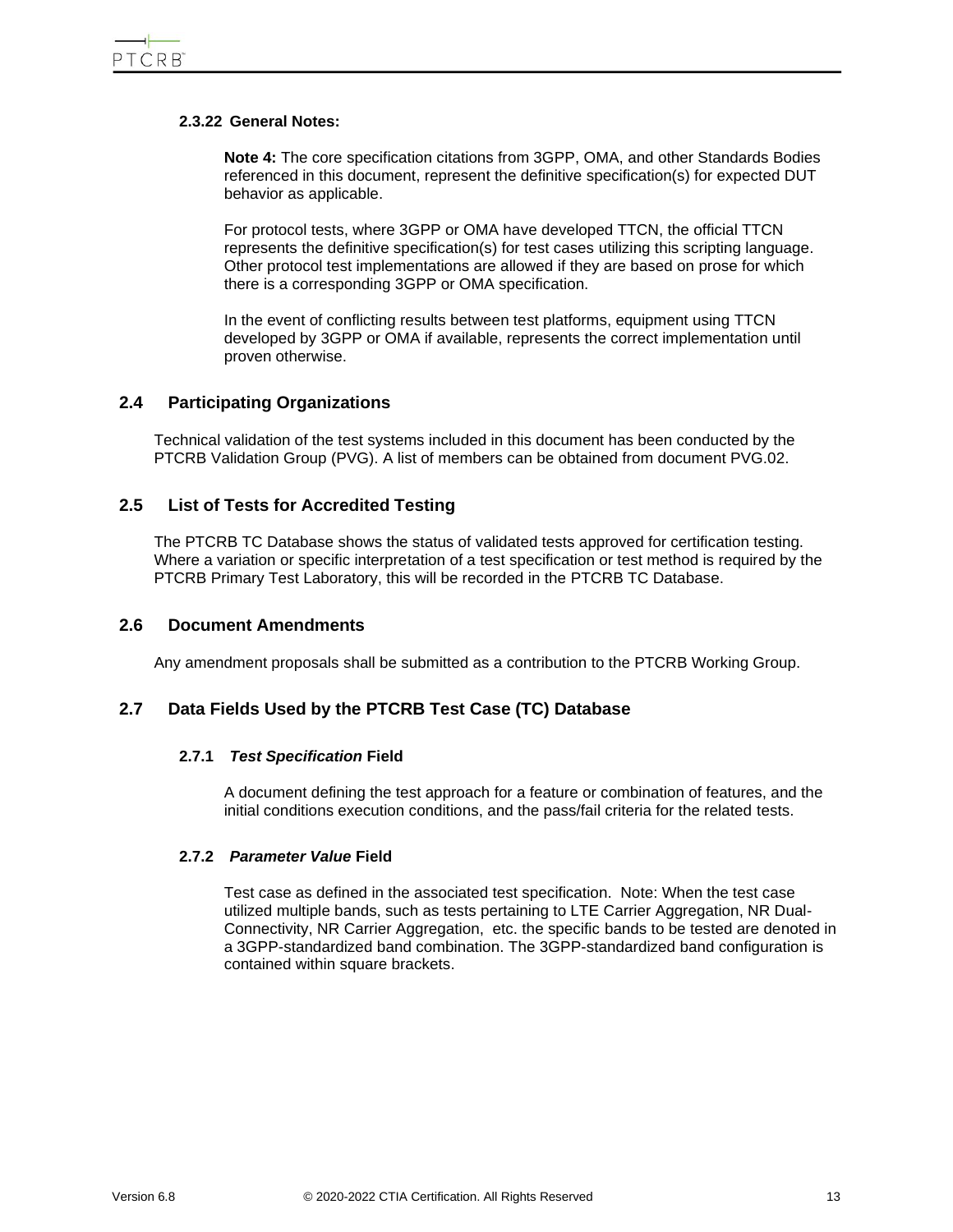#### 2.3.22 General Notes:

**Note 4:** The core specification citations from 3GPP, OMA, and other Standards Bodies referenced in this document, represent the definitive specification(s) for expected DUT behavior as applicable.

For protocol tests, where 3GPP or OMA have developed TTCN, the official TTCN represents the definitive specification(s) for test cases utilizing this scripting language. Other protocol test implementations are allowed if they are based on prose for which there is a corresponding 3GPP or OMA specification.

In the event of conflicting results between test platforms, equipment using TTCN developed by 3GPP or OMA if available, represents the correct implementation until proven otherwise.

## 2.4 Participating Organizations

Technical validation of the test systems included in this document has been conducted by the PTCRB Validation Group (PVG). A list of members can be obtained from document PVG.02.

## 2.5 List of Tests for Accredited Testing

The PTCRB TC Database shows the status of validated tests approved for certification testing. Where a variation or specific interpretation of a test specification or test method is required by the PTCRB Primary Test Laboratory, this will be recorded in the PTCRB TC Database.

## 2.6 Document Amendments

Any amendment proposals shall be submitted as a contribution to the PTCRB Working Group.

## 2.7 Data Fields Used by the PTCRB Test Case (TC) Database

### 2.7.1 *Test Specification* Field

A document defining the test approach for a feature or combination of features, and the initial conditions execution conditions, and the pass/fail criteria for the related tests.

### 2.7.2 *Parameter Value* Field

Test case as defined in the associated test specification. Note: When the test case utilized multiple bands, such as tests pertaining to LTE Carrier Aggregation, NR Dual-Connectivity, NR Carrier Aggregation, etc. the specific bands to be tested are denoted in a 3GPP-standardized band combination. The 3GPP-standardized band configuration is contained within square brackets.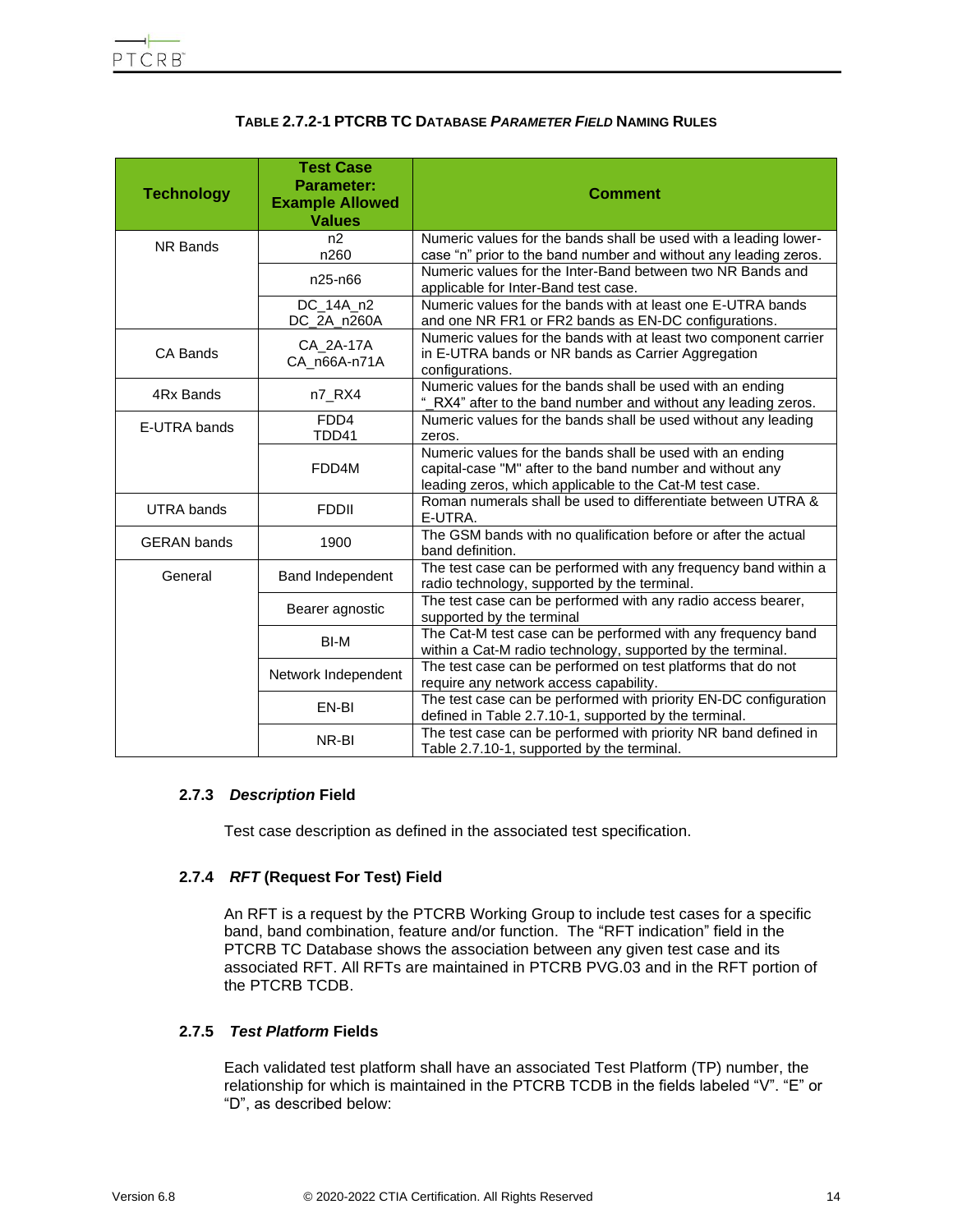**TABLE 2.7.2-1 PTCRB TC DATABASE *PARAMETER FIELD* NAMING RULES**

| Technology | Test Case Parameter: Example Allowed Values | Comment |
|---|---|---|
| NR Bands | n2<br>n260 | Numeric values for the bands shall be used with a leading lower-case “n” prior to the band number and without any leading zeros. |
| | n25-n66 | Numeric values for the Inter-Band between two NR Bands and applicable for Inter-Band test case. |
| | DC_14A_n2<br>DC_2A_n260A | Numeric values for the bands with at least one E-UTRA bands and one NR FR1 or FR2 bands as EN-DC configurations. |
| CA Bands | CA_2A-17A<br>CA_n66A-n71A | Numeric values for the bands with at least two component carrier in E-UTRA bands or NR bands as Carrier Aggregation configurations. |
| 4Rx Bands | n7_RX4 | Numeric values for the bands shall be used with an ending “_RX4” after to the band number and without any leading zeros. |
| E-UTRA bands | FDD4<br>TDD41 | Numeric values for the bands shall be used without any leading zeros. |
| | FDD4M | Numeric values for the bands shall be used with an ending capital-case "M" after to the band number and without any leading zeros, which applicable to the Cat-M test case. |
| UTRA bands | FDDII | Roman numerals shall be used to differentiate between UTRA & E-UTRA. |
| GERAN bands | 1900 | The GSM bands with no qualification before or after the actual band definition. |
| General | Band Independent | The test case can be performed with any frequency band within a radio technology, supported by the terminal. |
| | Bearer agnostic | The test case can be performed with any radio access bearer, supported by the terminal |
| | BI-M | The Cat-M test case can be performed with any frequency band within a Cat-M radio technology, supported by the terminal. |
| | Network Independent | The test case can be performed on test platforms that do not require any network access capability. |
| | EN-BI | The test case can be performed with priority EN-DC configuration defined in Table 2.7.10-1, supported by the terminal. |
| | NR-BI | The test case can be performed with priority NR band defined in Table 2.7.10-1, supported by the terminal. |

### 2.7.3 *Description* Field

Test case description as defined in the associated test specification.

### 2.7.4 *RFT* (Request For Test) Field

An RFT is a request by the PTCRB Working Group to include test cases for a specific band, band combination, feature and/or function. The “RFT indication” field in the PTCRB TC Database shows the association between any given test case and its associated RFT. All RFTs are maintained in PTCRB PVG.03 and in the RFT portion of the PTCRB TCDB.

### 2.7.5 *Test Platform* Fields

Each validated test platform shall have an associated Test Platform (TP) number, the relationship for which is maintained in the PTCRB TCDB in the fields labeled “V”. “E” or “D”, as described below: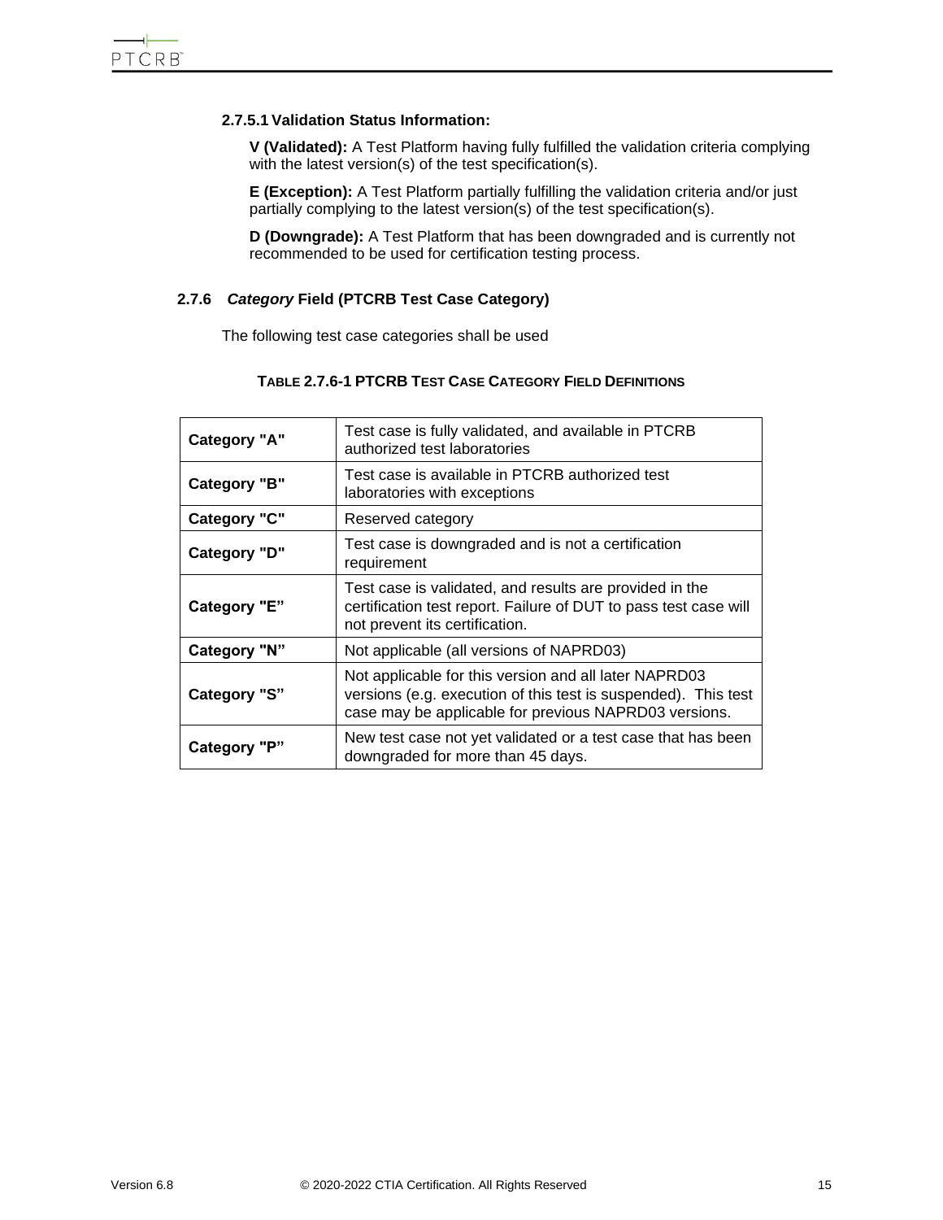#### 2.7.5.1 Validation Status Information:

**V (Validated):** A Test Platform having fully fulfilled the validation criteria complying with the latest version(s) of the test specification(s).

**E (Exception):** A Test Platform partially fulfilling the validation criteria and/or just partially complying to the latest version(s) of the test specification(s).

**D (Downgrade):** A Test Platform that has been downgraded and is currently not recommended to be used for certification testing process.

### 2.7.6 *Category* Field (PTCRB Test Case Category)

The following test case categories shall be used

**TABLE 2.7.6-1 PTCRB TEST CASE CATEGORY FIELD DEFINITIONS**

| | |
|---|---|
| **Category "A"** | Test case is fully validated, and available in PTCRB authorized test laboratories |
| **Category "B"** | Test case is available in PTCRB authorized test laboratories with exceptions |
| **Category "C"** | Reserved category |
| **Category "D"** | Test case is downgraded and is not a certification requirement |
| **Category "E"** | Test case is validated, and results are provided in the certification test report. Failure of DUT to pass test case will not prevent its certification. |
| **Category "N"** | Not applicable (all versions of NAPRD03) |
| **Category "S"** | Not applicable for this version and all later NAPRD03 versions (e.g. execution of this test is suspended). This test case may be applicable for previous NAPRD03 versions. |
| **Category "P"** | New test case not yet validated or a test case that has been downgraded for more than 45 days. |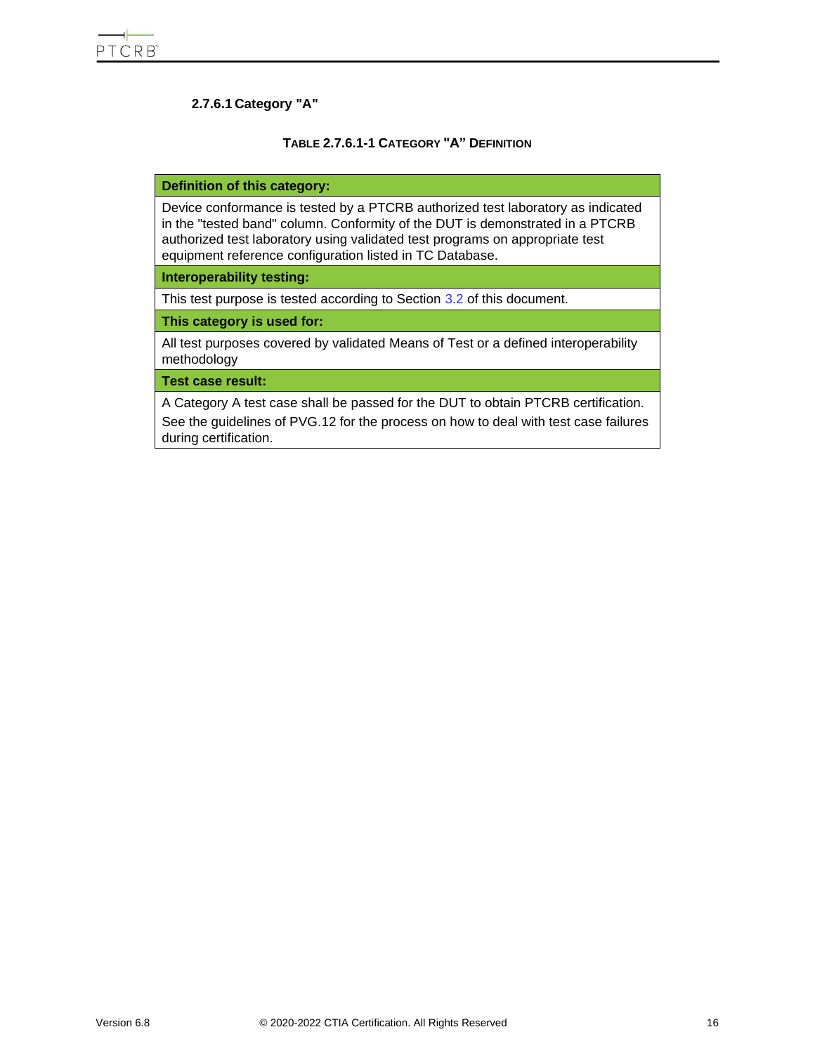#### 2.7.6.1 Category "A"

**TABLE 2.7.6.1-1 CATEGORY "A" DEFINITION**

| **Definition of this category:** |
|---|
| Device conformance is tested by a PTCRB authorized test laboratory as indicated in the "tested band" column. Conformity of the DUT is demonstrated in a PTCRB authorized test laboratory using validated test programs on appropriate test equipment reference configuration listed in TC Database. |
| **Interoperability testing:** |
| This test purpose is tested according to Section 3.2 of this document. |
| **This category is used for:** |
| All test purposes covered by validated Means of Test or a defined interoperability methodology |
| **Test case result:** |
| A Category A test case shall be passed for the DUT to obtain PTCRB certification.<br>See the guidelines of PVG.12 for the process on how to deal with test case failures during certification. |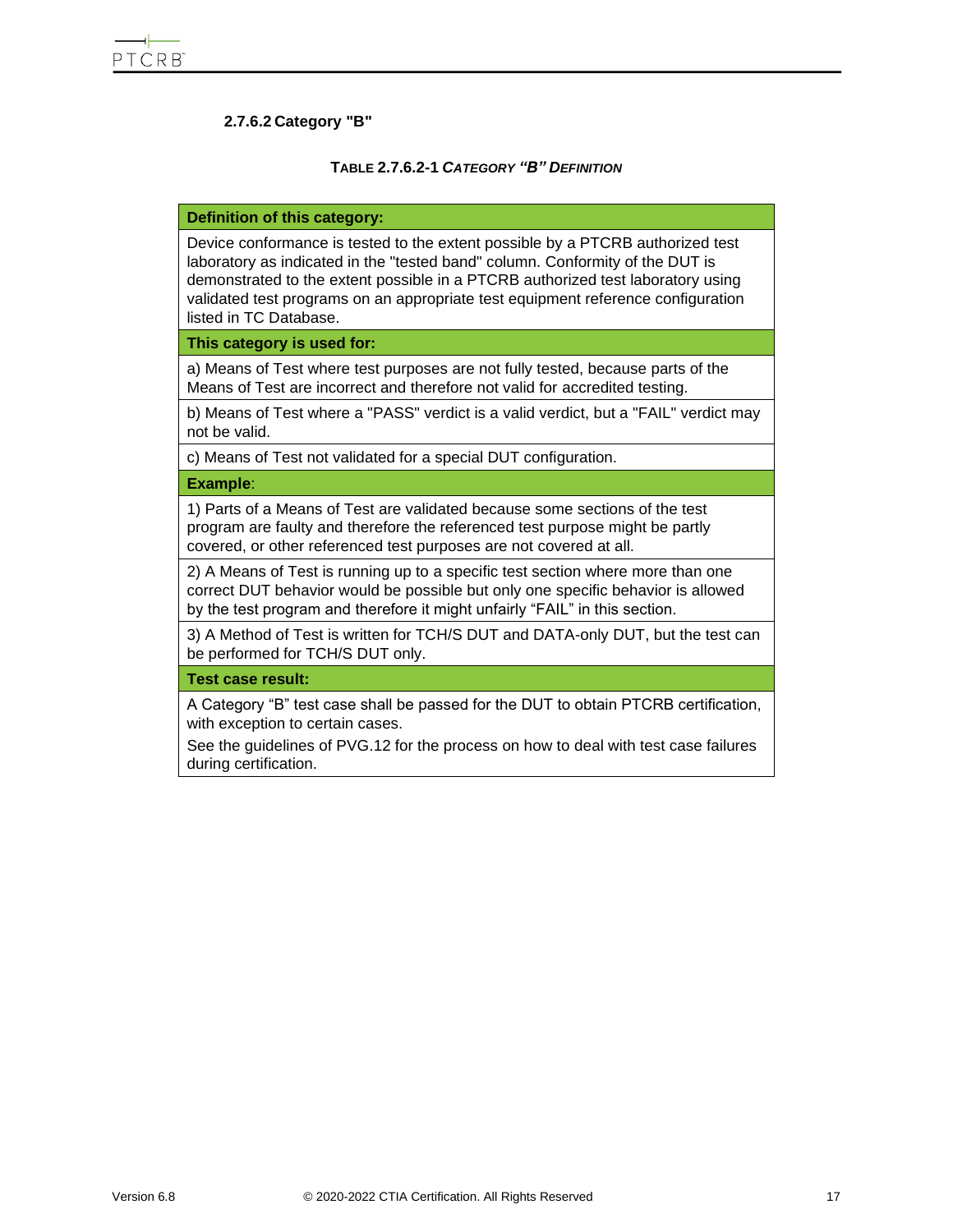#### 2.7.6.2 Category "B"

**TABLE 2.7.6.2-1 *CATEGORY "B" DEFINITION***

| **Definition of this category:** |
|---|
| Device conformance is tested to the extent possible by a PTCRB authorized test laboratory as indicated in the "tested band" column. Conformity of the DUT is demonstrated to the extent possible in a PTCRB authorized test laboratory using validated test programs on an appropriate test equipment reference configuration listed in TC Database. |
| **This category is used for:** |
| a) Means of Test where test purposes are not fully tested, because parts of the Means of Test are incorrect and therefore not valid for accredited testing. |
| b) Means of Test where a "PASS" verdict is a valid verdict, but a "FAIL" verdict may not be valid. |
| c) Means of Test not validated for a special DUT configuration. |
| **Example**: |
| 1) Parts of a Means of Test are validated because some sections of the test program are faulty and therefore the referenced test purpose might be partly covered, or other referenced test purposes are not covered at all. |
| 2) A Means of Test is running up to a specific test section where more than one correct DUT behavior would be possible but only one specific behavior is allowed by the test program and therefore it might unfairly "FAIL" in this section. |
| 3) A Method of Test is written for TCH/S DUT and DATA-only DUT, but the test can be performed for TCH/S DUT only. |
| **Test case result:** |
| A Category "B" test case shall be passed for the DUT to obtain PTCRB certification, with exception to certain cases.<br>See the guidelines of PVG.12 for the process on how to deal with test case failures during certification. |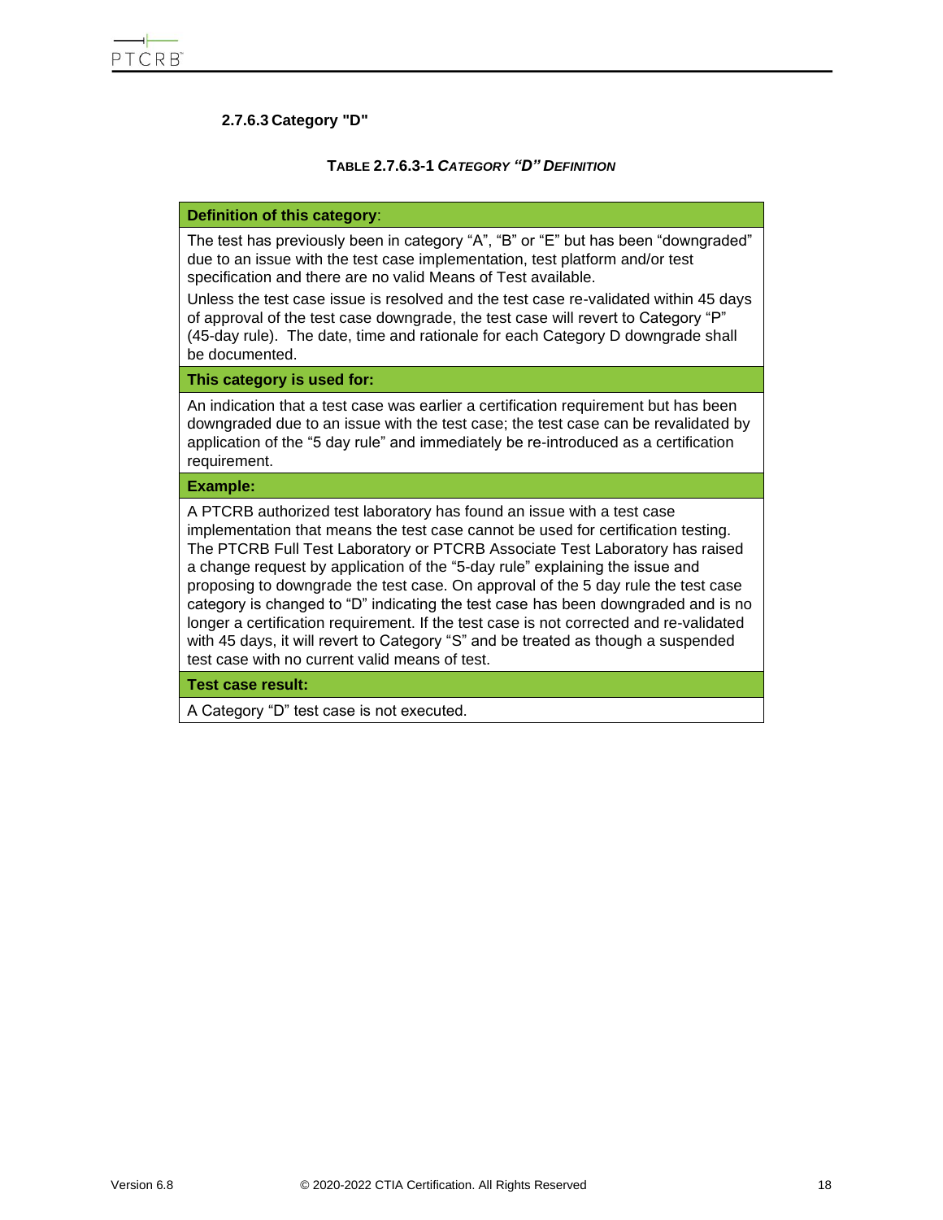#### 2.7.6.3 Category "D"

**TABLE 2.7.6.3-1 *CATEGORY "D" DEFINITION***

| **Definition of this category**: |
| --- |
| The test has previously been in category "A", "B" or "E" but has been "downgraded" due to an issue with the test case implementation, test platform and/or test specification and there are no valid Means of Test available.<br>Unless the test case issue is resolved and the test case re-validated within 45 days of approval of the test case downgrade, the test case will revert to Category "P" (45-day rule). The date, time and rationale for each Category D downgrade shall be documented. |
| **This category is used for:** |
| An indication that a test case was earlier a certification requirement but has been downgraded due to an issue with the test case; the test case can be revalidated by application of the "5 day rule" and immediately be re-introduced as a certification requirement. |
| **Example:** |
| A PTCRB authorized test laboratory has found an issue with a test case implementation that means the test case cannot be used for certification testing. The PTCRB Full Test Laboratory or PTCRB Associate Test Laboratory has raised a change request by application of the "5-day rule" explaining the issue and proposing to downgrade the test case. On approval of the 5 day rule the test case category is changed to "D" indicating the test case has been downgraded and is no longer a certification requirement. If the test case is not corrected and re-validated with 45 days, it will revert to Category "S" and be treated as though a suspended test case with no current valid means of test. |
| **Test case result:** |
| A Category "D" test case is not executed. |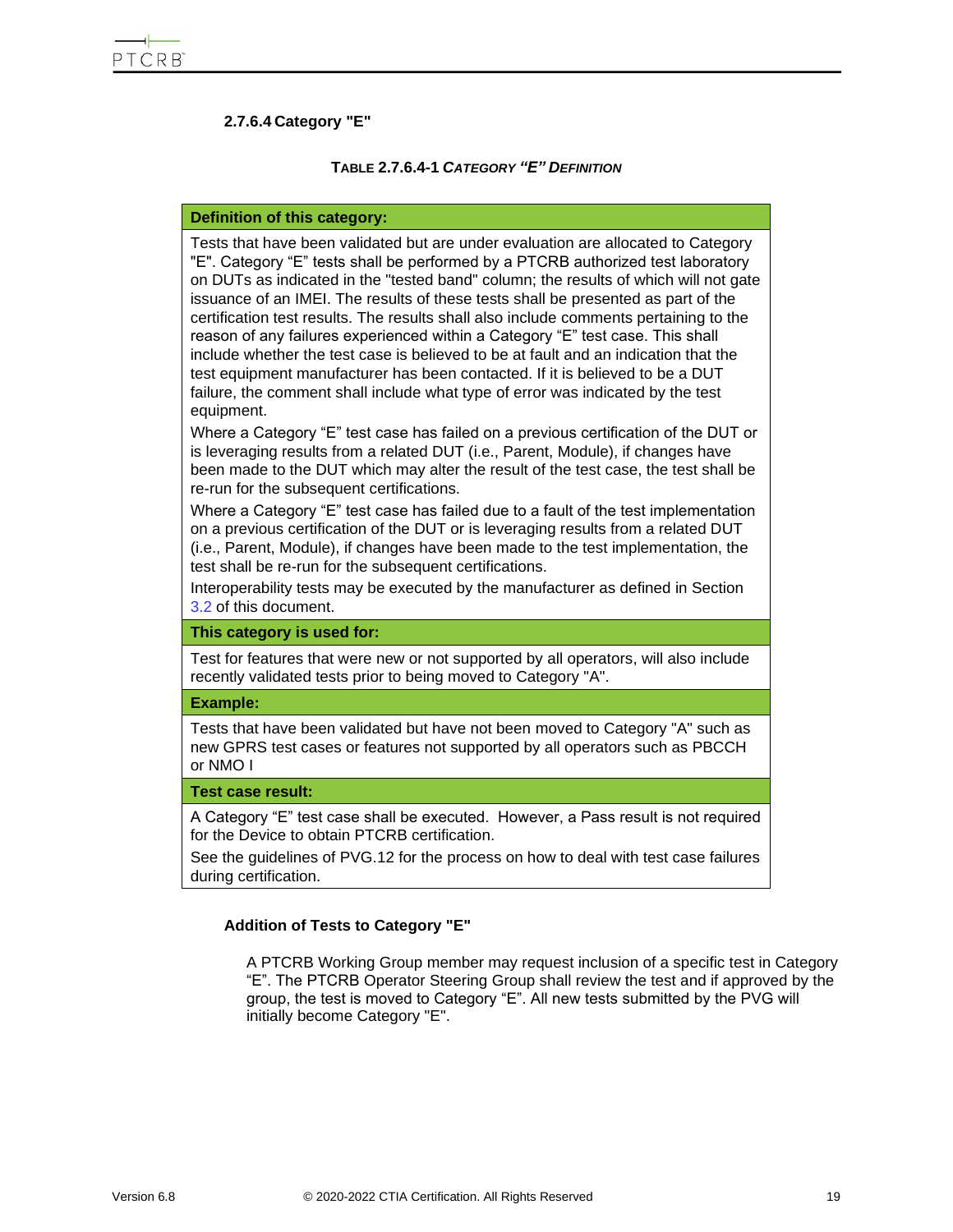#### 2.7.6.4 Category "E"

**TABLE 2.7.6.4-1 *CATEGORY "E" DEFINITION***

| **Definition of this category:** |
|---|
| Tests that have been validated but are under evaluation are allocated to Category "E". Category "E" tests shall be performed by a PTCRB authorized test laboratory on DUTs as indicated in the "tested band" column; the results of which will not gate issuance of an IMEI. The results of these tests shall be presented as part of the certification test results. The results shall also include comments pertaining to the reason of any failures experienced within a Category "E" test case. This shall include whether the test case is believed to be at fault and an indication that the test equipment manufacturer has been contacted. If it is believed to be a DUT failure, the comment shall include what type of error was indicated by the test equipment.<br>Where a Category "E" test case has failed on a previous certification of the DUT or is leveraging results from a related DUT (i.e., Parent, Module), if changes have been made to the DUT which may alter the result of the test case, the test shall be re-run for the subsequent certifications.<br>Where a Category "E" test case has failed due to a fault of the test implementation on a previous certification of the DUT or is leveraging results from a related DUT (i.e., Parent, Module), if changes have been made to the test implementation, the test shall be re-run for the subsequent certifications.<br>Interoperability tests may be executed by the manufacturer as defined in Section 3.2 of this document. |
| **This category is used for:** |
| Test for features that were new or not supported by all operators, will also include recently validated tests prior to being moved to Category "A". |
| **Example:** |
| Tests that have been validated but have not been moved to Category "A" such as new GPRS test cases or features not supported by all operators such as PBCCH or NMO I |
| **Test case result:** |
| A Category "E" test case shall be executed. However, a Pass result is not required for the Device to obtain PTCRB certification.<br>See the guidelines of PVG.12 for the process on how to deal with test case failures during certification. |

**Addition of Tests to Category "E"**

A PTCRB Working Group member may request inclusion of a specific test in Category "E". The PTCRB Operator Steering Group shall review the test and if approved by the group, the test is moved to Category "E". All new tests submitted by the PVG will initially become Category "E".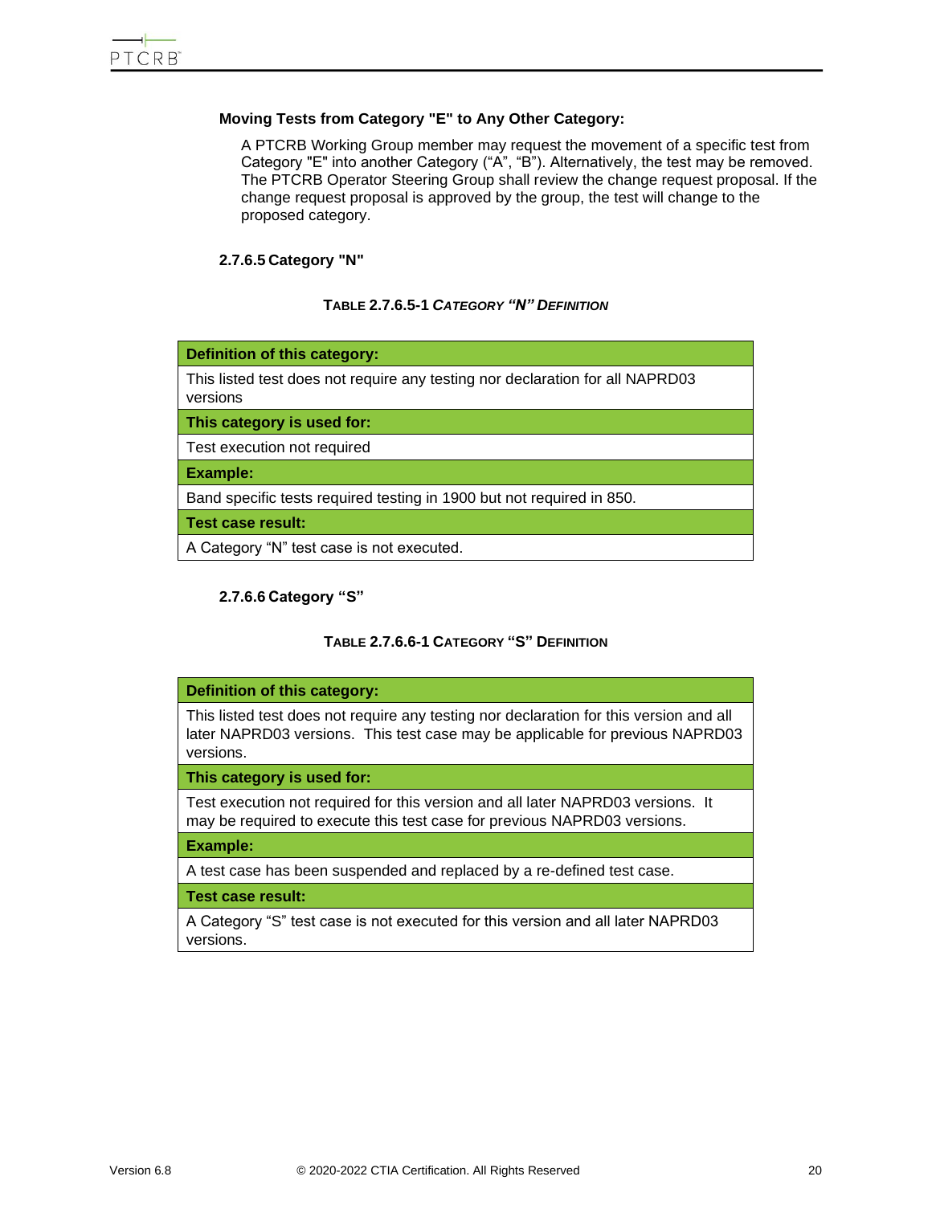**Moving Tests from Category "E" to Any Other Category:**

A PTCRB Working Group member may request the movement of a specific test from Category "E" into another Category (“A”, “B”). Alternatively, the test may be removed. The PTCRB Operator Steering Group shall review the change request proposal. If the change request proposal is approved by the group, the test will change to the proposed category.

#### 2.7.6.5 Category "N"

**TABLE 2.7.6.5-1 *CATEGORY “N” DEFINITION***

| **Definition of this category:** |
|---|
| This listed test does not require any testing nor declaration for all NAPRD03 versions |
| **This category is used for:** |
| Test execution not required |
| **Example:** |
| Band specific tests required testing in 1900 but not required in 850. |
| **Test case result:** |
| A Category “N” test case is not executed. |

#### 2.7.6.6 Category “S”

**TABLE 2.7.6.6-1 CATEGORY “S” DEFINITION**

| **Definition of this category:** |
|---|
| This listed test does not require any testing nor declaration for this version and all later NAPRD03 versions.  This test case may be applicable for previous NAPRD03 versions. |
| **This category is used for:** |
| Test execution not required for this version and all later NAPRD03 versions.  It may be required to execute this test case for previous NAPRD03 versions. |
| **Example:** |
| A test case has been suspended and replaced by a re-defined test case. |
| **Test case result:** |
| A Category “S” test case is not executed for this version and all later NAPRD03 versions. |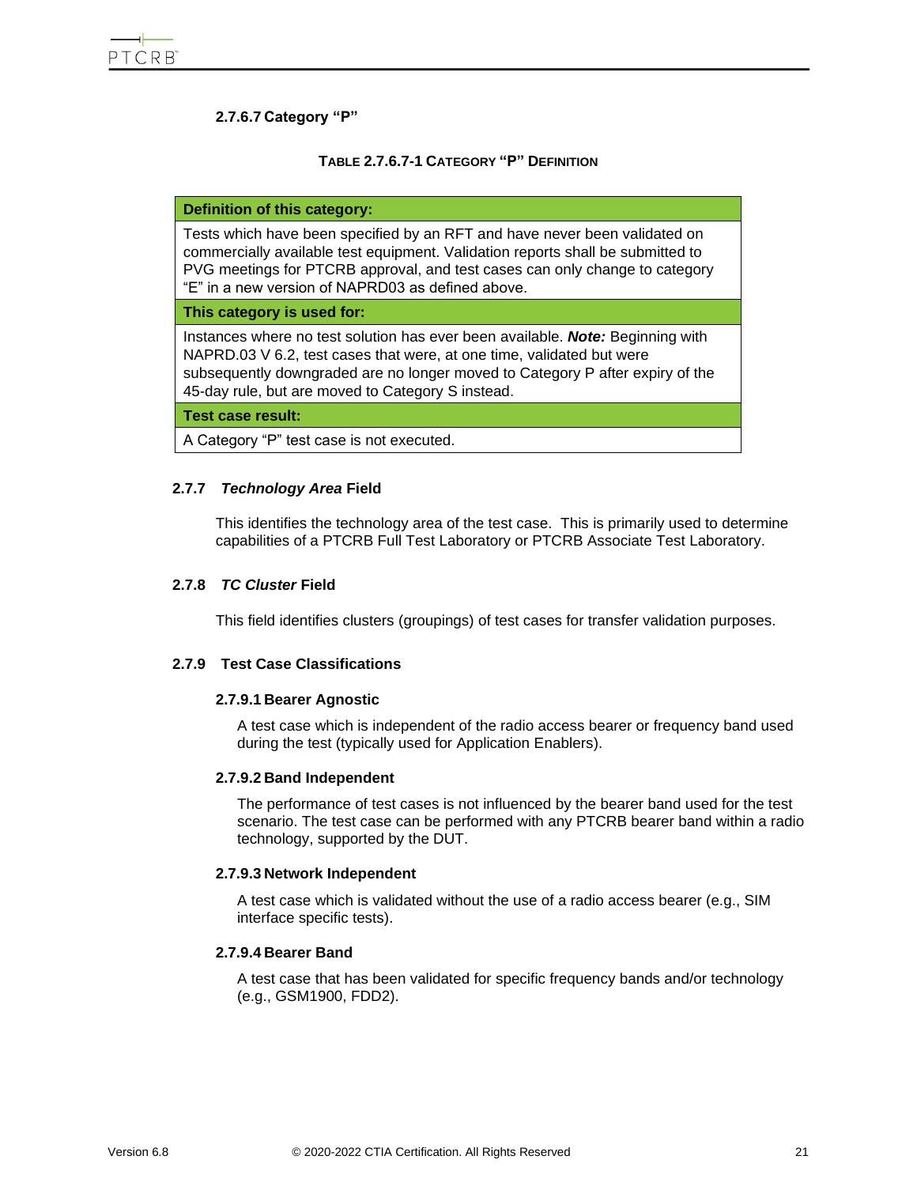#### 2.7.6.7 Category "P"

**TABLE 2.7.6.7-1 CATEGORY "P" DEFINITION**

| **Definition of this category:** |
|---|
| Tests which have been specified by an RFT and have never been validated on commercially available test equipment. Validation reports shall be submitted to PVG meetings for PTCRB approval, and test cases can only change to category "E" in a new version of NAPRD03 as defined above. |
| **This category is used for:** |
| Instances where no test solution has ever been available. ***Note:*** Beginning with NAPRD.03 V 6.2, test cases that were, at one time, validated but were subsequently downgraded are no longer moved to Category P after expiry of the 45-day rule, but are moved to Category S instead. |
| **Test case result:** |
| A Category "P" test case is not executed. |

### 2.7.7 *Technology Area* Field

This identifies the technology area of the test case. This is primarily used to determine capabilities of a PTCRB Full Test Laboratory or PTCRB Associate Test Laboratory.

### 2.7.8 *TC Cluster* Field

This field identifies clusters (groupings) of test cases for transfer validation purposes.

### 2.7.9 Test Case Classifications

#### 2.7.9.1 Bearer Agnostic

A test case which is independent of the radio access bearer or frequency band used during the test (typically used for Application Enablers).

#### 2.7.9.2 Band Independent

The performance of test cases is not influenced by the bearer band used for the test scenario. The test case can be performed with any PTCRB bearer band within a radio technology, supported by the DUT.

#### 2.7.9.3 Network Independent

A test case which is validated without the use of a radio access bearer (e.g., SIM interface specific tests).

#### 2.7.9.4 Bearer Band

A test case that has been validated for specific frequency bands and/or technology (e.g., GSM1900, FDD2).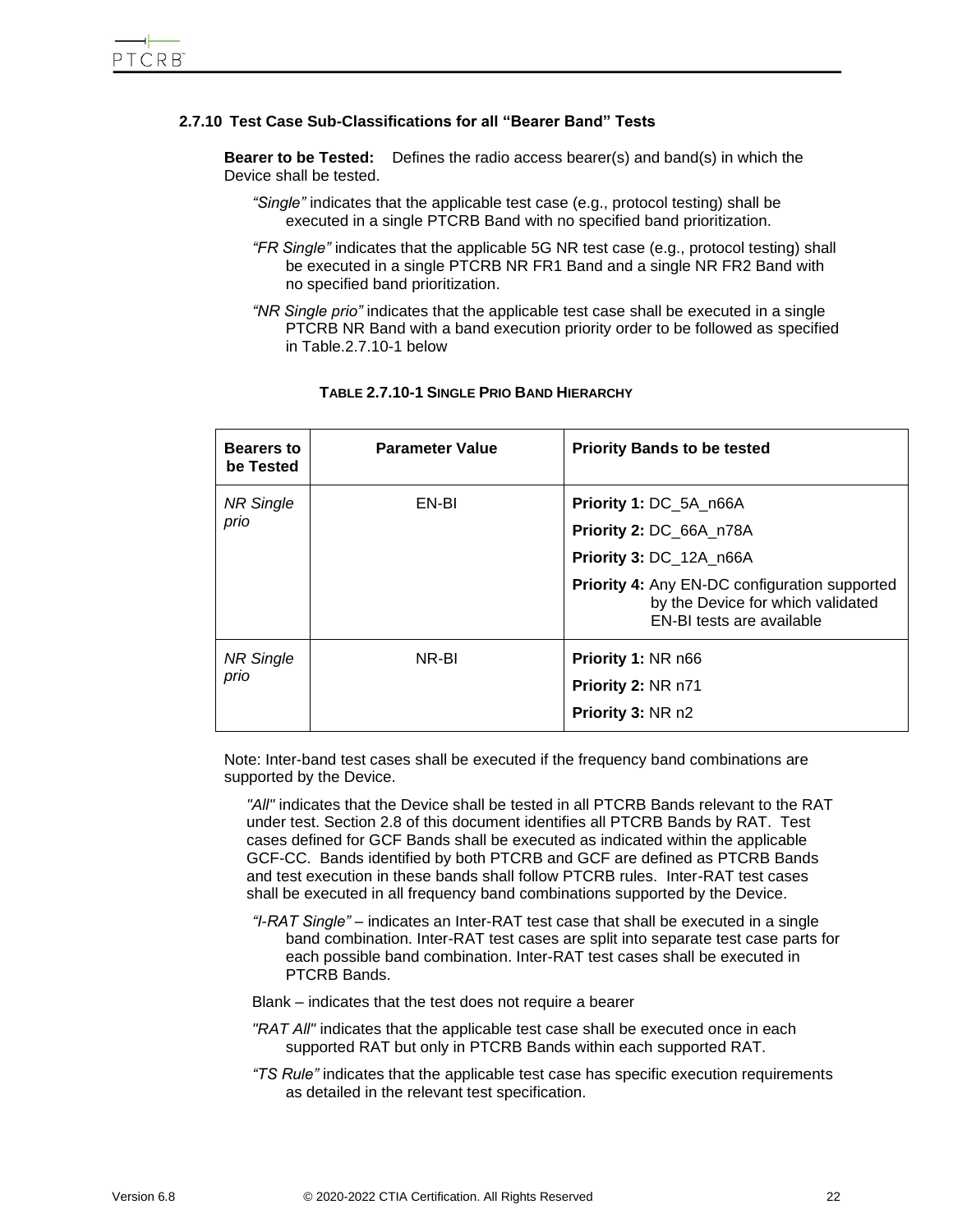### 2.7.10 Test Case Sub-Classifications for all "Bearer Band" Tests

**Bearer to be Tested:** Defines the radio access bearer(s) and band(s) in which the Device shall be tested.

*"Single"* indicates that the applicable test case (e.g., protocol testing) shall be executed in a single PTCRB Band with no specified band prioritization.

*"FR Single"* indicates that the applicable 5G NR test case (e.g., protocol testing) shall be executed in a single PTCRB NR FR1 Band and a single NR FR2 Band with no specified band prioritization.

*"NR Single prio"* indicates that the applicable test case shall be executed in a single PTCRB NR Band with a band execution priority order to be followed as specified in Table.2.7.10-1 below

**TABLE 2.7.10-1 SINGLE PRIO BAND HIERARCHY**

| Bearers to be Tested | Parameter Value | Priority Bands to be tested |
|---|---|---|
| *NR Single prio* | EN-BI | **Priority 1:** DC_5A_n66A<br>**Priority 2:** DC_66A_n78A<br>**Priority 3:** DC_12A_n66A<br>**Priority 4:** Any EN-DC configuration supported by the Device for which validated EN-BI tests are available |
| *NR Single prio* | NR-BI | **Priority 1:** NR n66<br>**Priority 2:** NR n71<br>**Priority 3:** NR n2 |

Note: Inter-band test cases shall be executed if the frequency band combinations are supported by the Device.

*"All"* indicates that the Device shall be tested in all PTCRB Bands relevant to the RAT under test. Section 2.8 of this document identifies all PTCRB Bands by RAT. Test cases defined for GCF Bands shall be executed as indicated within the applicable GCF-CC. Bands identified by both PTCRB and GCF are defined as PTCRB Bands and test execution in these bands shall follow PTCRB rules. Inter-RAT test cases shall be executed in all frequency band combinations supported by the Device.

*"I-RAT Single"* – indicates an Inter-RAT test case that shall be executed in a single band combination. Inter-RAT test cases are split into separate test case parts for each possible band combination. Inter-RAT test cases shall be executed in PTCRB Bands.

Blank – indicates that the test does not require a bearer

*"RAT All"* indicates that the applicable test case shall be executed once in each supported RAT but only in PTCRB Bands within each supported RAT.

*"TS Rule"* indicates that the applicable test case has specific execution requirements as detailed in the relevant test specification.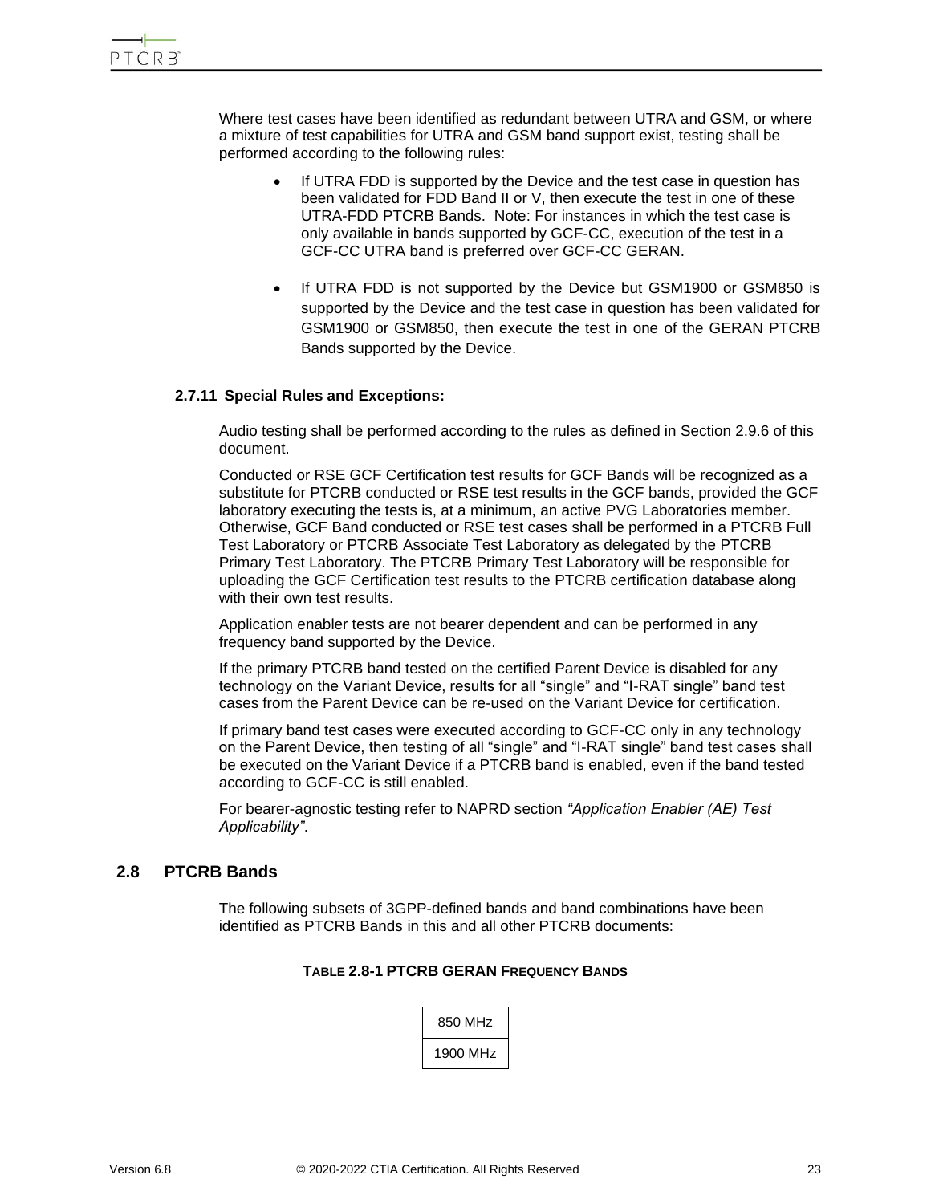Where test cases have been identified as redundant between UTRA and GSM, or where a mixture of test capabilities for UTRA and GSM band support exist, testing shall be performed according to the following rules:

- If UTRA FDD is supported by the Device and the test case in question has been validated for FDD Band II or V, then execute the test in one of these UTRA-FDD PTCRB Bands. Note: For instances in which the test case is only available in bands supported by GCF-CC, execution of the test in a GCF-CC UTRA band is preferred over GCF-CC GERAN.

- If UTRA FDD is not supported by the Device but GSM1900 or GSM850 is supported by the Device and the test case in question has been validated for GSM1900 or GSM850, then execute the test in one of the GERAN PTCRB Bands supported by the Device.

### 2.7.11 Special Rules and Exceptions:

Audio testing shall be performed according to the rules as defined in Section 2.9.6 of this document.

Conducted or RSE GCF Certification test results for GCF Bands will be recognized as a substitute for PTCRB conducted or RSE test results in the GCF bands, provided the GCF laboratory executing the tests is, at a minimum, an active PVG Laboratories member. Otherwise, GCF Band conducted or RSE test cases shall be performed in a PTCRB Full Test Laboratory or PTCRB Associate Test Laboratory as delegated by the PTCRB Primary Test Laboratory. The PTCRB Primary Test Laboratory will be responsible for uploading the GCF Certification test results to the PTCRB certification database along with their own test results.

Application enabler tests are not bearer dependent and can be performed in any frequency band supported by the Device.

If the primary PTCRB band tested on the certified Parent Device is disabled for any technology on the Variant Device, results for all "single" and "I-RAT single" band test cases from the Parent Device can be re-used on the Variant Device for certification.

If primary band test cases were executed according to GCF-CC only in any technology on the Parent Device, then testing of all "single" and "I-RAT single" band test cases shall be executed on the Variant Device if a PTCRB band is enabled, even if the band tested according to GCF-CC is still enabled.

For bearer-agnostic testing refer to NAPRD section *"Application Enabler (AE) Test Applicability"*.

## 2.8 PTCRB Bands

The following subsets of 3GPP-defined bands and band combinations have been identified as PTCRB Bands in this and all other PTCRB documents:

**TABLE 2.8-1 PTCRB GERAN FREQUENCY BANDS**

| 850 MHz |
|---|
| 1900 MHz |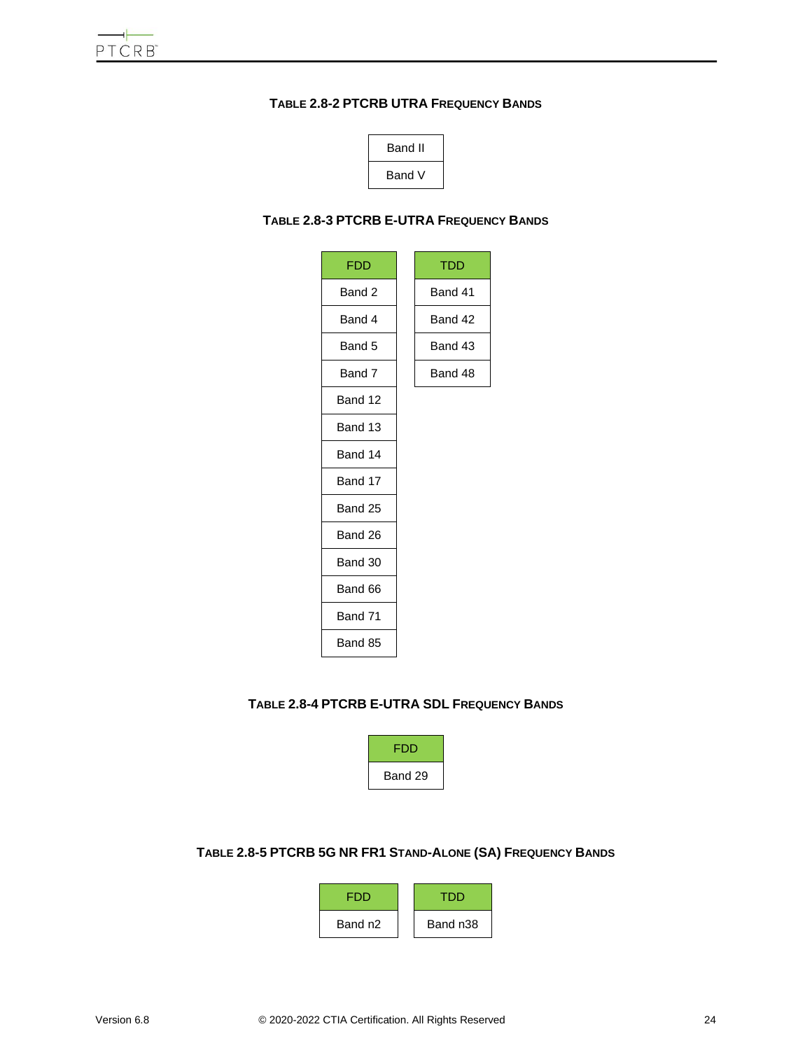**TABLE 2.8-2 PTCRB UTRA FREQUENCY BANDS**

| Band II |
|---|
| Band V |

**TABLE 2.8-3 PTCRB E-UTRA FREQUENCY BANDS**

| FDD |
|---|
| Band 2 |
| Band 4 |
| Band 5 |
| Band 7 |
| Band 12 |
| Band 13 |
| Band 14 |
| Band 17 |
| Band 25 |
| Band 26 |
| Band 30 |
| Band 66 |
| Band 71 |
| Band 85 |

| TDD |
|---|
| Band 41 |
| Band 42 |
| Band 43 |
| Band 48 |

**TABLE 2.8-4 PTCRB E-UTRA SDL FREQUENCY BANDS**

| FDD |
|---|
| Band 29 |

**TABLE 2.8-5 PTCRB 5G NR FR1 STAND-ALONE (SA) FREQUENCY BANDS**

| FDD |
|---|
| Band n2 |

| TDD |
|---|
| Band n38 |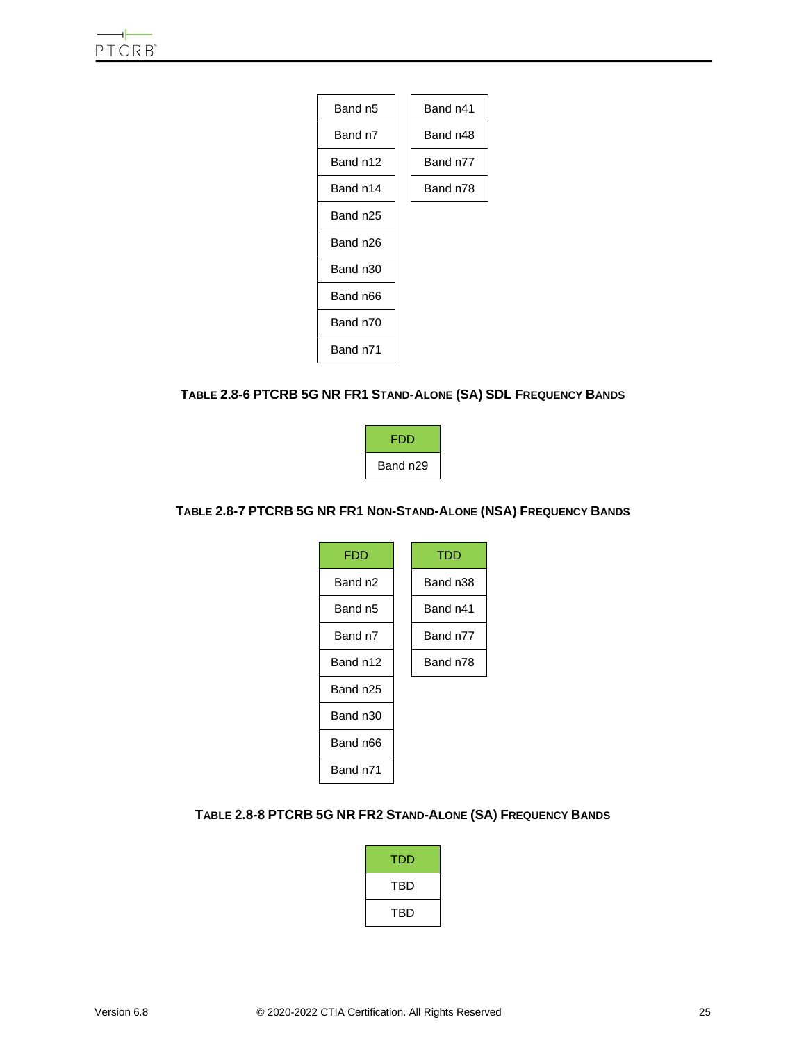| Band n5 | Band n41 |
|---|---|
| Band n7 | Band n48 |
| Band n12 | Band n77 |
| Band n14 | Band n78 |
| Band n25 | |
| Band n26 | |
| Band n30 | |
| Band n66 | |
| Band n70 | |
| Band n71 | |

**TABLE 2.8-6 PTCRB 5G NR FR1 STAND-ALONE (SA) SDL FREQUENCY BANDS**

| FDD |
|---|
| Band n29 |

**TABLE 2.8-7 PTCRB 5G NR FR1 NON-STAND-ALONE (NSA) FREQUENCY BANDS**

| FDD | TDD |
|---|---|
| Band n2 | Band n38 |
| Band n5 | Band n41 |
| Band n7 | Band n77 |
| Band n12 | Band n78 |
| Band n25 | |
| Band n30 | |
| Band n66 | |
| Band n71 | |

**TABLE 2.8-8 PTCRB 5G NR FR2 STAND-ALONE (SA) FREQUENCY BANDS**

| TDD |
|---|
| TBD |
| TBD |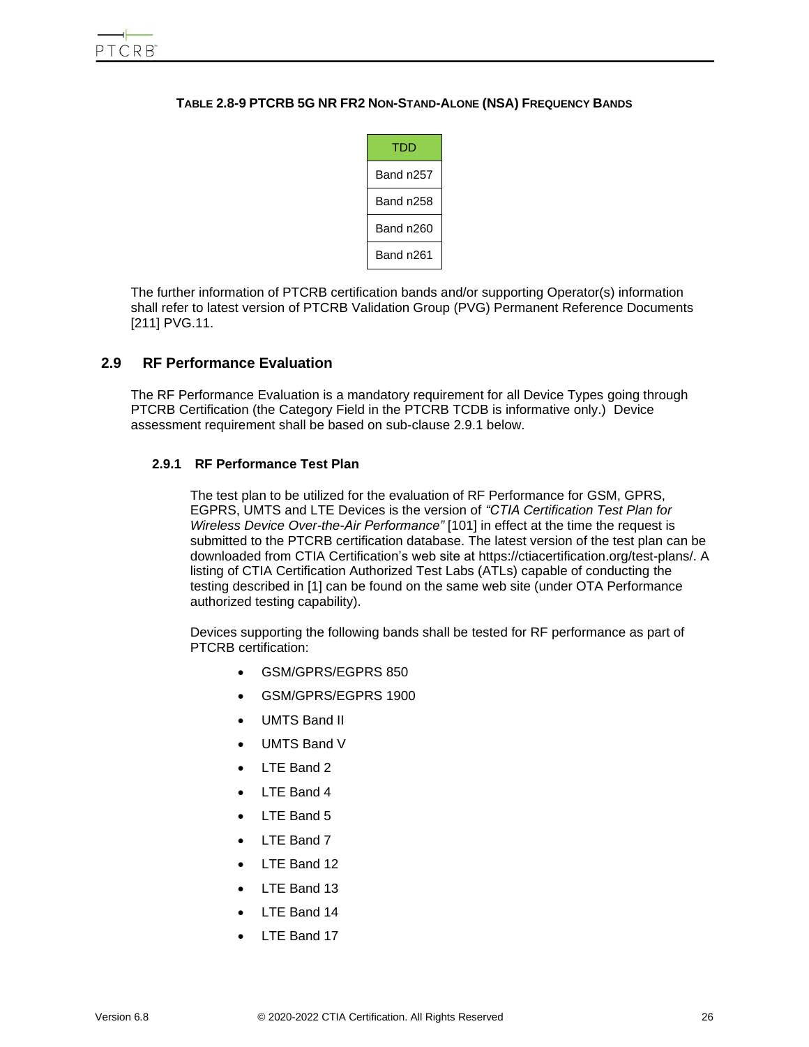**TABLE 2.8-9 PTCRB 5G NR FR2 NON-STAND-ALONE (NSA) FREQUENCY BANDS**

| TDD |
|---|
| Band n257 |
| Band n258 |
| Band n260 |
| Band n261 |

The further information of PTCRB certification bands and/or supporting Operator(s) information shall refer to latest version of PTCRB Validation Group (PVG) Permanent Reference Documents [211] PVG.11.

## 2.9 RF Performance Evaluation

The RF Performance Evaluation is a mandatory requirement for all Device Types going through PTCRB Certification (the Category Field in the PTCRB TCDB is informative only.) Device assessment requirement shall be based on sub-clause 2.9.1 below.

### 2.9.1 RF Performance Test Plan

The test plan to be utilized for the evaluation of RF Performance for GSM, GPRS, EGPRS, UMTS and LTE Devices is the version of *"CTIA Certification Test Plan for Wireless Device Over-the-Air Performance"* [101] in effect at the time the request is submitted to the PTCRB certification database. The latest version of the test plan can be downloaded from CTIA Certification's web site at https://ctiacertification.org/test-plans/. A listing of CTIA Certification Authorized Test Labs (ATLs) capable of conducting the testing described in [1] can be found on the same web site (under OTA Performance authorized testing capability).

Devices supporting the following bands shall be tested for RF performance as part of PTCRB certification:

- GSM/GPRS/EGPRS 850
- GSM/GPRS/EGPRS 1900
- UMTS Band II
- UMTS Band V
- LTE Band 2
- LTE Band 4
- LTE Band 5
- LTE Band 7
- LTE Band 12
- LTE Band 13
- LTE Band 14
- LTE Band 17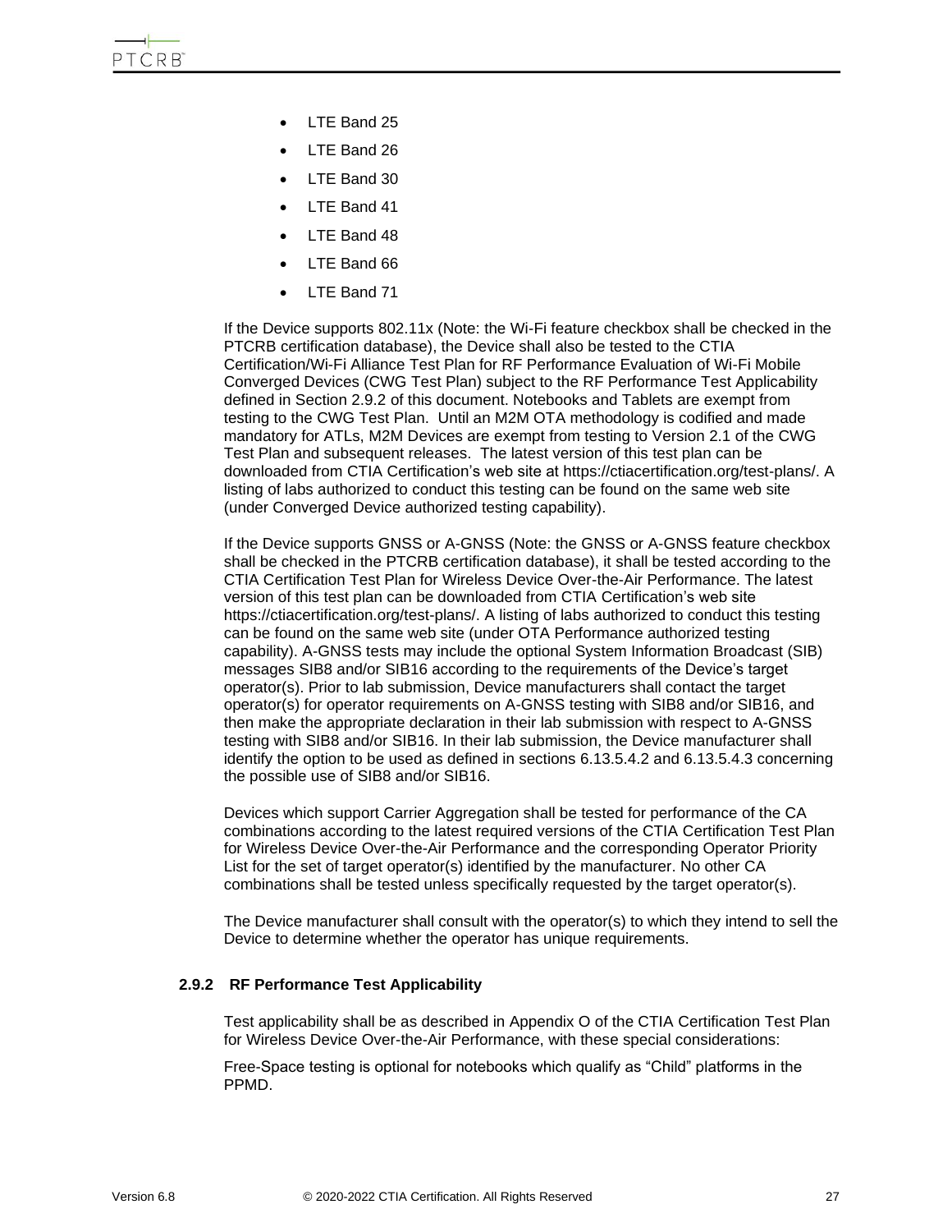- LTE Band 25
- LTE Band 26
- LTE Band 30
- LTE Band 41
- LTE Band 48
- LTE Band 66
- LTE Band 71

If the Device supports 802.11x (Note: the Wi-Fi feature checkbox shall be checked in the PTCRB certification database), the Device shall also be tested to the CTIA Certification/Wi-Fi Alliance Test Plan for RF Performance Evaluation of Wi-Fi Mobile Converged Devices (CWG Test Plan) subject to the RF Performance Test Applicability defined in Section 2.9.2 of this document. Notebooks and Tablets are exempt from testing to the CWG Test Plan. Until an M2M OTA methodology is codified and made mandatory for ATLs, M2M Devices are exempt from testing to Version 2.1 of the CWG Test Plan and subsequent releases. The latest version of this test plan can be downloaded from CTIA Certification's web site at https://ctiacertification.org/test-plans/. A listing of labs authorized to conduct this testing can be found on the same web site (under Converged Device authorized testing capability).

If the Device supports GNSS or A-GNSS (Note: the GNSS or A-GNSS feature checkbox shall be checked in the PTCRB certification database), it shall be tested according to the CTIA Certification Test Plan for Wireless Device Over-the-Air Performance. The latest version of this test plan can be downloaded from CTIA Certification's web site https://ctiacertification.org/test-plans/. A listing of labs authorized to conduct this testing can be found on the same web site (under OTA Performance authorized testing capability). A-GNSS tests may include the optional System Information Broadcast (SIB) messages SIB8 and/or SIB16 according to the requirements of the Device's target operator(s). Prior to lab submission, Device manufacturers shall contact the target operator(s) for operator requirements on A-GNSS testing with SIB8 and/or SIB16, and then make the appropriate declaration in their lab submission with respect to A-GNSS testing with SIB8 and/or SIB16. In their lab submission, the Device manufacturer shall identify the option to be used as defined in sections 6.13.5.4.2 and 6.13.5.4.3 concerning the possible use of SIB8 and/or SIB16.

Devices which support Carrier Aggregation shall be tested for performance of the CA combinations according to the latest required versions of the CTIA Certification Test Plan for Wireless Device Over-the-Air Performance and the corresponding Operator Priority List for the set of target operator(s) identified by the manufacturer. No other CA combinations shall be tested unless specifically requested by the target operator(s).

The Device manufacturer shall consult with the operator(s) to which they intend to sell the Device to determine whether the operator has unique requirements.

### 2.9.2 RF Performance Test Applicability

Test applicability shall be as described in Appendix O of the CTIA Certification Test Plan for Wireless Device Over-the-Air Performance, with these special considerations:

Free-Space testing is optional for notebooks which qualify as "Child" platforms in the PPMD.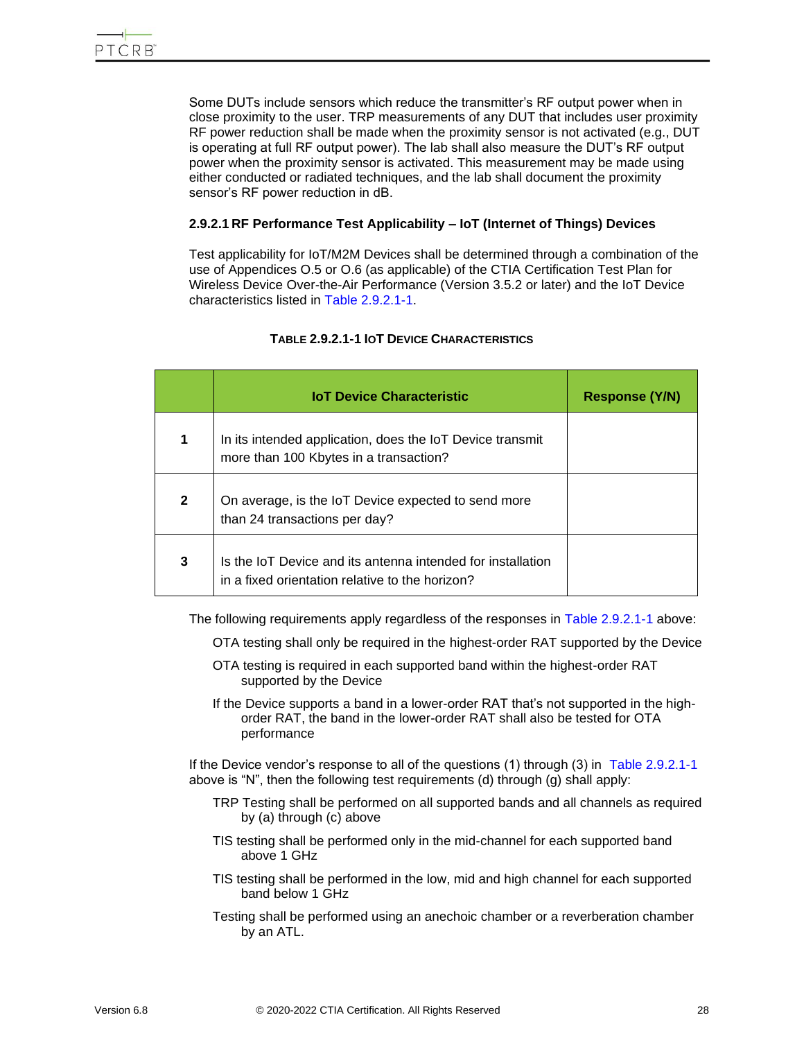Some DUTs include sensors which reduce the transmitter's RF output power when in close proximity to the user. TRP measurements of any DUT that includes user proximity RF power reduction shall be made when the proximity sensor is not activated (e.g., DUT is operating at full RF output power). The lab shall also measure the DUT's RF output power when the proximity sensor is activated. This measurement may be made using either conducted or radiated techniques, and the lab shall document the proximity sensor's RF power reduction in dB.

#### 2.9.2.1 RF Performance Test Applicability – IoT (Internet of Things) Devices

Test applicability for IoT/M2M Devices shall be determined through a combination of the use of Appendices O.5 or O.6 (as applicable) of the CTIA Certification Test Plan for Wireless Device Over-the-Air Performance (Version 3.5.2 or later) and the IoT Device characteristics listed in Table 2.9.2.1-1.

**TABLE 2.9.2.1-1 IOT DEVICE CHARACTERISTICS**

| | IoT Device Characteristic | Response (Y/N) |
|---|---|---|
| **1** | In its intended application, does the IoT Device transmit more than 100 Kbytes in a transaction? | |
| **2** | On average, is the IoT Device expected to send more than 24 transactions per day? | |
| **3** | Is the IoT Device and its antenna intended for installation in a fixed orientation relative to the horizon? | |

The following requirements apply regardless of the responses in Table 2.9.2.1-1 above:

- OTA testing shall only be required in the highest-order RAT supported by the Device
- OTA testing is required in each supported band within the highest-order RAT supported by the Device
- If the Device supports a band in a lower-order RAT that's not supported in the high-order RAT, the band in the lower-order RAT shall also be tested for OTA performance

If the Device vendor's response to all of the questions (1) through (3) in Table 2.9.2.1-1 above is "N", then the following test requirements (d) through (g) shall apply:

- TRP Testing shall be performed on all supported bands and all channels as required by (a) through (c) above
- TIS testing shall be performed only in the mid-channel for each supported band above 1 GHz
- TIS testing shall be performed in the low, mid and high channel for each supported band below 1 GHz
- Testing shall be performed using an anechoic chamber or a reverberation chamber by an ATL.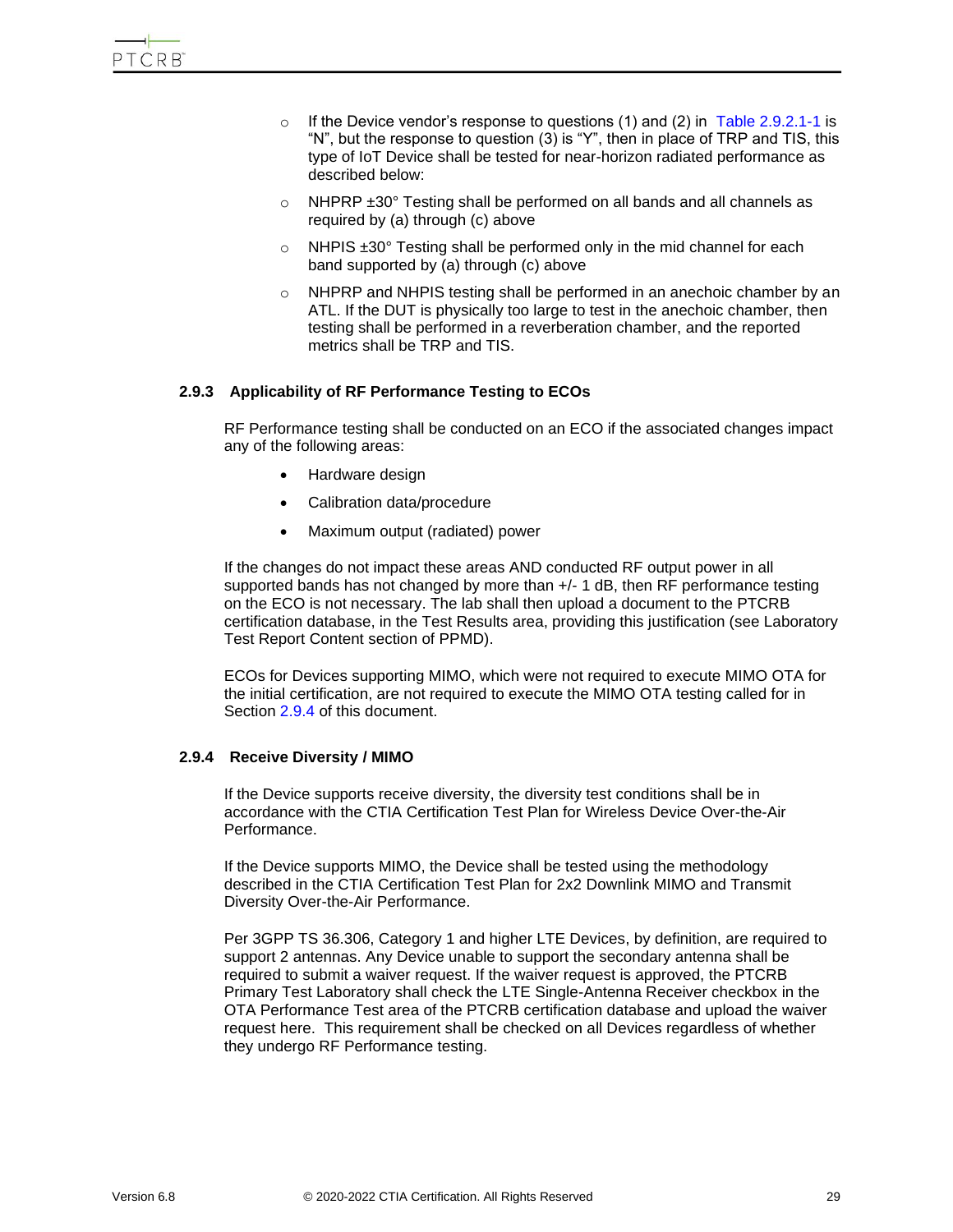- If the Device vendor's response to questions (1) and (2) in Table 2.9.2.1-1 is "N", but the response to question (3) is "Y", then in place of TRP and TIS, this type of IoT Device shall be tested for near-horizon radiated performance as described below:
- NHPRP ±30° Testing shall be performed on all bands and all channels as required by (a) through (c) above
- NHPIS ±30° Testing shall be performed only in the mid channel for each band supported by (a) through (c) above
- NHPRP and NHPIS testing shall be performed in an anechoic chamber by an ATL. If the DUT is physically too large to test in the anechoic chamber, then testing shall be performed in a reverberation chamber, and the reported metrics shall be TRP and TIS.

### 2.9.3 Applicability of RF Performance Testing to ECOs

RF Performance testing shall be conducted on an ECO if the associated changes impact any of the following areas:

- Hardware design
- Calibration data/procedure
- Maximum output (radiated) power

If the changes do not impact these areas AND conducted RF output power in all supported bands has not changed by more than +/- 1 dB, then RF performance testing on the ECO is not necessary. The lab shall then upload a document to the PTCRB certification database, in the Test Results area, providing this justification (see Laboratory Test Report Content section of PPMD).

ECOs for Devices supporting MIMO, which were not required to execute MIMO OTA for the initial certification, are not required to execute the MIMO OTA testing called for in Section 2.9.4 of this document.

### 2.9.4 Receive Diversity / MIMO

If the Device supports receive diversity, the diversity test conditions shall be in accordance with the CTIA Certification Test Plan for Wireless Device Over-the-Air Performance.

If the Device supports MIMO, the Device shall be tested using the methodology described in the CTIA Certification Test Plan for 2x2 Downlink MIMO and Transmit Diversity Over-the-Air Performance.

Per 3GPP TS 36.306, Category 1 and higher LTE Devices, by definition, are required to support 2 antennas. Any Device unable to support the secondary antenna shall be required to submit a waiver request. If the waiver request is approved, the PTCRB Primary Test Laboratory shall check the LTE Single-Antenna Receiver checkbox in the OTA Performance Test area of the PTCRB certification database and upload the waiver request here. This requirement shall be checked on all Devices regardless of whether they undergo RF Performance testing.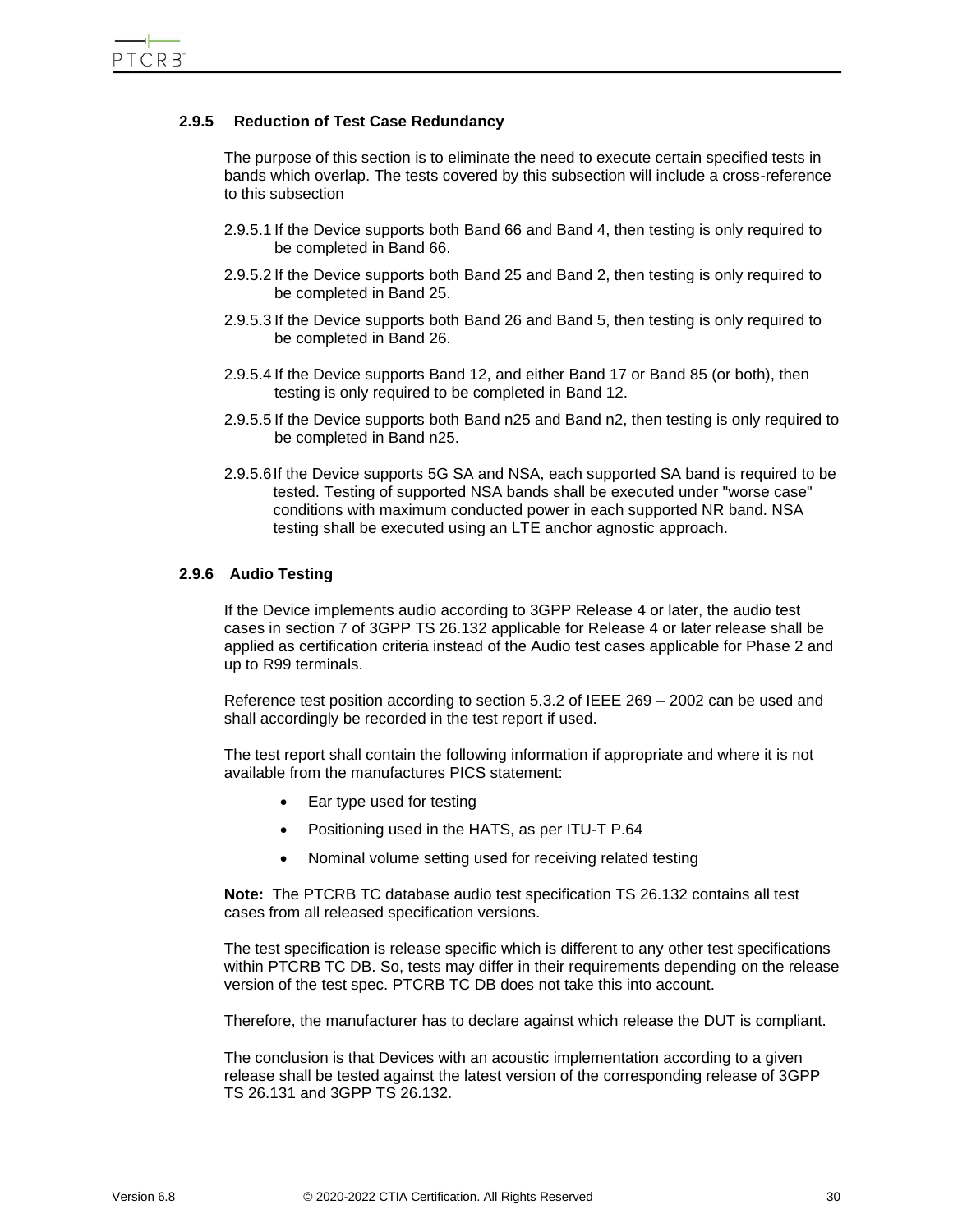### 2.9.5 Reduction of Test Case Redundancy

The purpose of this section is to eliminate the need to execute certain specified tests in bands which overlap. The tests covered by this subsection will include a cross-reference to this subsection

2.9.5.1 If the Device supports both Band 66 and Band 4, then testing is only required to be completed in Band 66.

2.9.5.2 If the Device supports both Band 25 and Band 2, then testing is only required to be completed in Band 25.

2.9.5.3 If the Device supports both Band 26 and Band 5, then testing is only required to be completed in Band 26.

2.9.5.4 If the Device supports Band 12, and either Band 17 or Band 85 (or both), then testing is only required to be completed in Band 12.

2.9.5.5 If the Device supports both Band n25 and Band n2, then testing is only required to be completed in Band n25.

2.9.5.6 If the Device supports 5G SA and NSA, each supported SA band is required to be tested. Testing of supported NSA bands shall be executed under "worse case" conditions with maximum conducted power in each supported NR band. NSA testing shall be executed using an LTE anchor agnostic approach.

### 2.9.6 Audio Testing

If the Device implements audio according to 3GPP Release 4 or later, the audio test cases in section 7 of 3GPP TS 26.132 applicable for Release 4 or later release shall be applied as certification criteria instead of the Audio test cases applicable for Phase 2 and up to R99 terminals.

Reference test position according to section 5.3.2 of IEEE 269 – 2002 can be used and shall accordingly be recorded in the test report if used.

The test report shall contain the following information if appropriate and where it is not available from the manufactures PICS statement:

- Ear type used for testing
- Positioning used in the HATS, as per ITU-T P.64
- Nominal volume setting used for receiving related testing

**Note:** The PTCRB TC database audio test specification TS 26.132 contains all test cases from all released specification versions.

The test specification is release specific which is different to any other test specifications within PTCRB TC DB. So, tests may differ in their requirements depending on the release version of the test spec. PTCRB TC DB does not take this into account.

Therefore, the manufacturer has to declare against which release the DUT is compliant.

The conclusion is that Devices with an acoustic implementation according to a given release shall be tested against the latest version of the corresponding release of 3GPP TS 26.131 and 3GPP TS 26.132.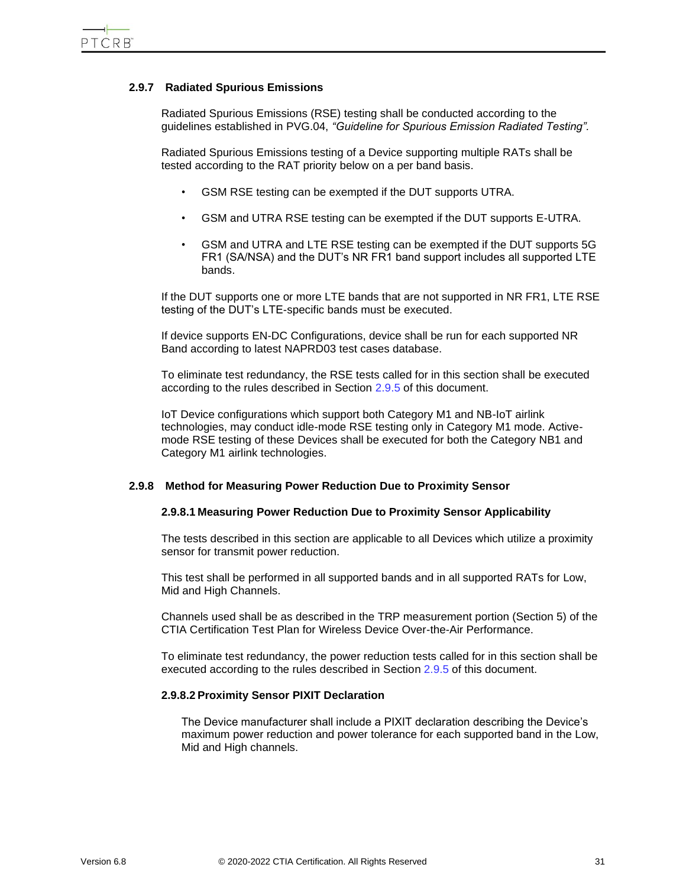### 2.9.7 Radiated Spurious Emissions

Radiated Spurious Emissions (RSE) testing shall be conducted according to the guidelines established in PVG.04, *"Guideline for Spurious Emission Radiated Testing".*

Radiated Spurious Emissions testing of a Device supporting multiple RATs shall be tested according to the RAT priority below on a per band basis.

- GSM RSE testing can be exempted if the DUT supports UTRA.
- GSM and UTRA RSE testing can be exempted if the DUT supports E-UTRA.
- GSM and UTRA and LTE RSE testing can be exempted if the DUT supports 5G FR1 (SA/NSA) and the DUT's NR FR1 band support includes all supported LTE bands.

If the DUT supports one or more LTE bands that are not supported in NR FR1, LTE RSE testing of the DUT's LTE-specific bands must be executed.

If device supports EN-DC Configurations, device shall be run for each supported NR Band according to latest NAPRD03 test cases database.

To eliminate test redundancy, the RSE tests called for in this section shall be executed according to the rules described in Section 2.9.5 of this document.

IoT Device configurations which support both Category M1 and NB-IoT airlink technologies, may conduct idle-mode RSE testing only in Category M1 mode. Active-mode RSE testing of these Devices shall be executed for both the Category NB1 and Category M1 airlink technologies.

### 2.9.8 Method for Measuring Power Reduction Due to Proximity Sensor

#### 2.9.8.1 Measuring Power Reduction Due to Proximity Sensor Applicability

The tests described in this section are applicable to all Devices which utilize a proximity sensor for transmit power reduction.

This test shall be performed in all supported bands and in all supported RATs for Low, Mid and High Channels.

Channels used shall be as described in the TRP measurement portion (Section 5) of the CTIA Certification Test Plan for Wireless Device Over-the-Air Performance.

To eliminate test redundancy, the power reduction tests called for in this section shall be executed according to the rules described in Section 2.9.5 of this document.

#### 2.9.8.2 Proximity Sensor PIXIT Declaration

The Device manufacturer shall include a PIXIT declaration describing the Device's maximum power reduction and power tolerance for each supported band in the Low, Mid and High channels.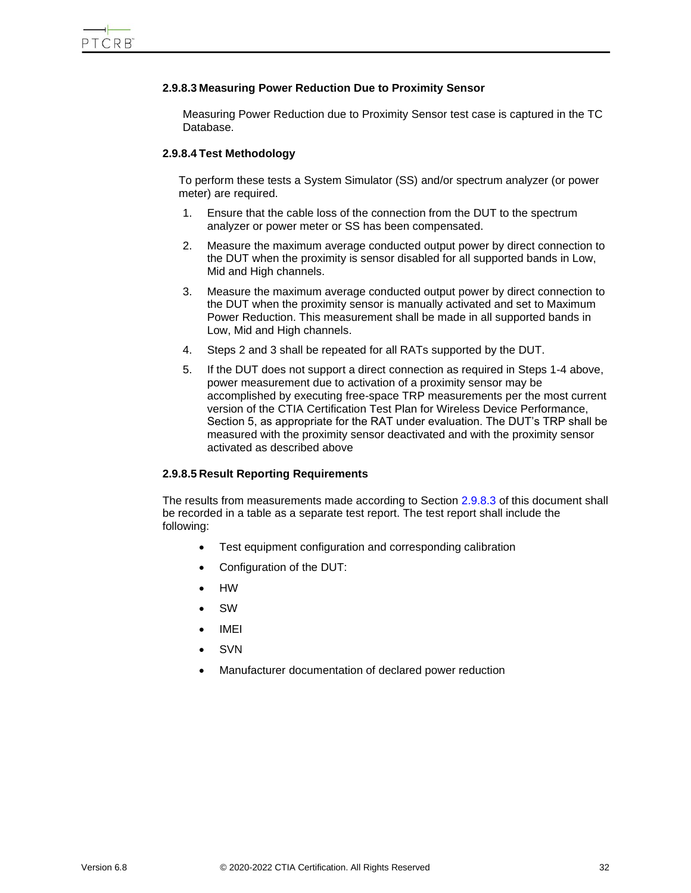#### 2.9.8.3 Measuring Power Reduction Due to Proximity Sensor

Measuring Power Reduction due to Proximity Sensor test case is captured in the TC Database.

#### 2.9.8.4 Test Methodology

To perform these tests a System Simulator (SS) and/or spectrum analyzer (or power meter) are required.

1. Ensure that the cable loss of the connection from the DUT to the spectrum analyzer or power meter or SS has been compensated.
2. Measure the maximum average conducted output power by direct connection to the DUT when the proximity is sensor disabled for all supported bands in Low, Mid and High channels.
3. Measure the maximum average conducted output power by direct connection to the DUT when the proximity sensor is manually activated and set to Maximum Power Reduction. This measurement shall be made in all supported bands in Low, Mid and High channels.
4. Steps 2 and 3 shall be repeated for all RATs supported by the DUT.
5. If the DUT does not support a direct connection as required in Steps 1-4 above, power measurement due to activation of a proximity sensor may be accomplished by executing free-space TRP measurements per the most current version of the CTIA Certification Test Plan for Wireless Device Performance, Section 5, as appropriate for the RAT under evaluation. The DUT's TRP shall be measured with the proximity sensor deactivated and with the proximity sensor activated as described above

#### 2.9.8.5 Result Reporting Requirements

The results from measurements made according to Section 2.9.8.3 of this document shall be recorded in a table as a separate test report. The test report shall include the following:

- Test equipment configuration and corresponding calibration
- Configuration of the DUT:
- HW
- SW
- IMEI
- SVN
- Manufacturer documentation of declared power reduction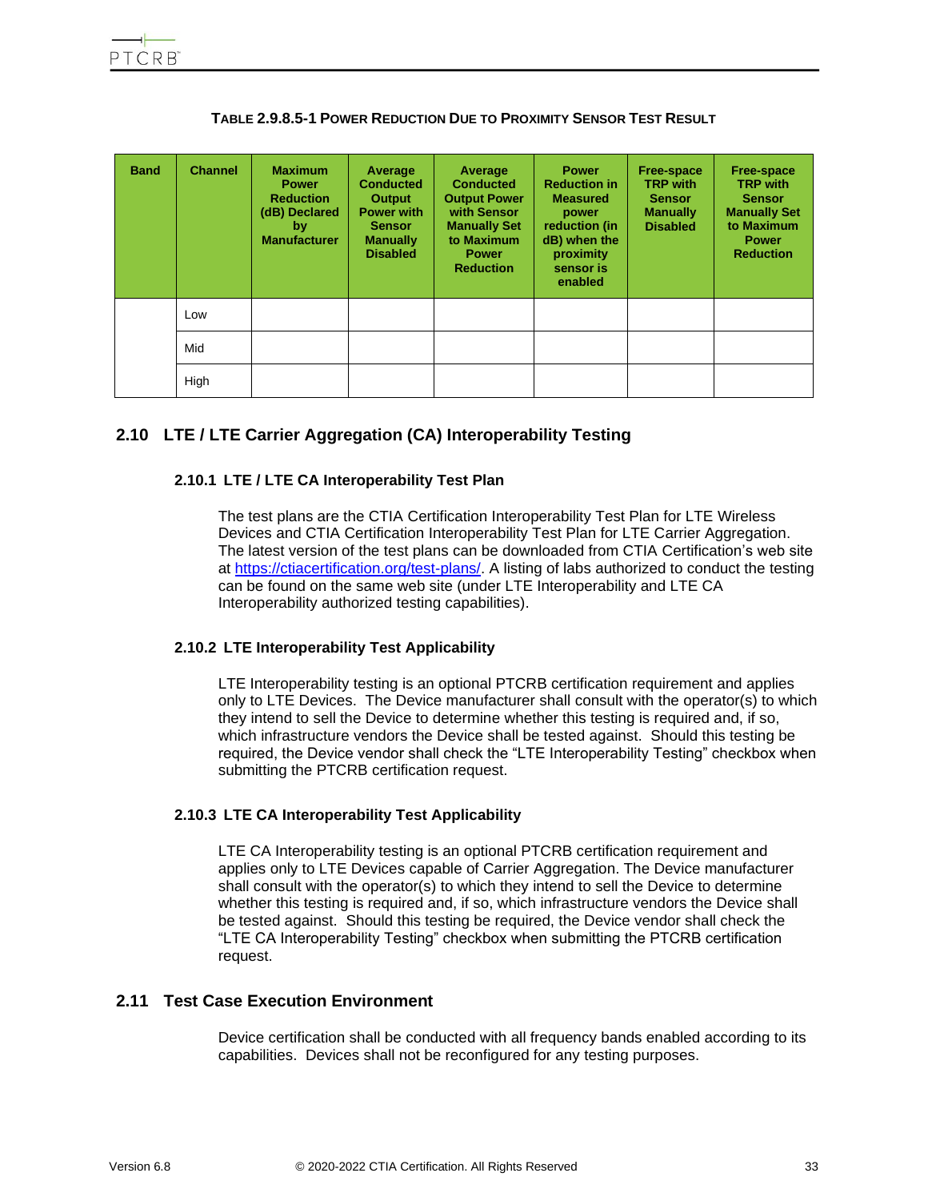**Table 2.9.8.5-1 Power Reduction Due to Proximity Sensor Test Result**

| Band | Channel | Maximum Power Reduction (dB) Declared by Manufacturer | Average Conducted Output Power with Sensor Manually Disabled | Average Conducted Output Power with Sensor Manually Set to Maximum Power Reduction | Power Reduction in Measured power reduction (in dB) when the proximity sensor is enabled | Free-space TRP with Sensor Manually Disabled | Free-space TRP with Sensor Manually Set to Maximum Power Reduction |
|---|---|---|---|---|---|---|---|
| | Low | | | | | | |
| | Mid | | | | | | |
| | High | | | | | | |

## 2.10 LTE / LTE Carrier Aggregation (CA) Interoperability Testing

### 2.10.1 LTE / LTE CA Interoperability Test Plan

The test plans are the CTIA Certification Interoperability Test Plan for LTE Wireless Devices and CTIA Certification Interoperability Test Plan for LTE Carrier Aggregation. The latest version of the test plans can be downloaded from CTIA Certification's web site at [https://ctiacertification.org/test-plans/](https://ctiacertification.org/test-plans/). A listing of labs authorized to conduct the testing can be found on the same web site (under LTE Interoperability and LTE CA Interoperability authorized testing capabilities).

### 2.10.2 LTE Interoperability Test Applicability

LTE Interoperability testing is an optional PTCRB certification requirement and applies only to LTE Devices. The Device manufacturer shall consult with the operator(s) to which they intend to sell the Device to determine whether this testing is required and, if so, which infrastructure vendors the Device shall be tested against. Should this testing be required, the Device vendor shall check the "LTE Interoperability Testing" checkbox when submitting the PTCRB certification request.

### 2.10.3 LTE CA Interoperability Test Applicability

LTE CA Interoperability testing is an optional PTCRB certification requirement and applies only to LTE Devices capable of Carrier Aggregation. The Device manufacturer shall consult with the operator(s) to which they intend to sell the Device to determine whether this testing is required and, if so, which infrastructure vendors the Device shall be tested against. Should this testing be required, the Device vendor shall check the "LTE CA Interoperability Testing" checkbox when submitting the PTCRB certification request.

## 2.11 Test Case Execution Environment

Device certification shall be conducted with all frequency bands enabled according to its capabilities. Devices shall not be reconfigured for any testing purposes.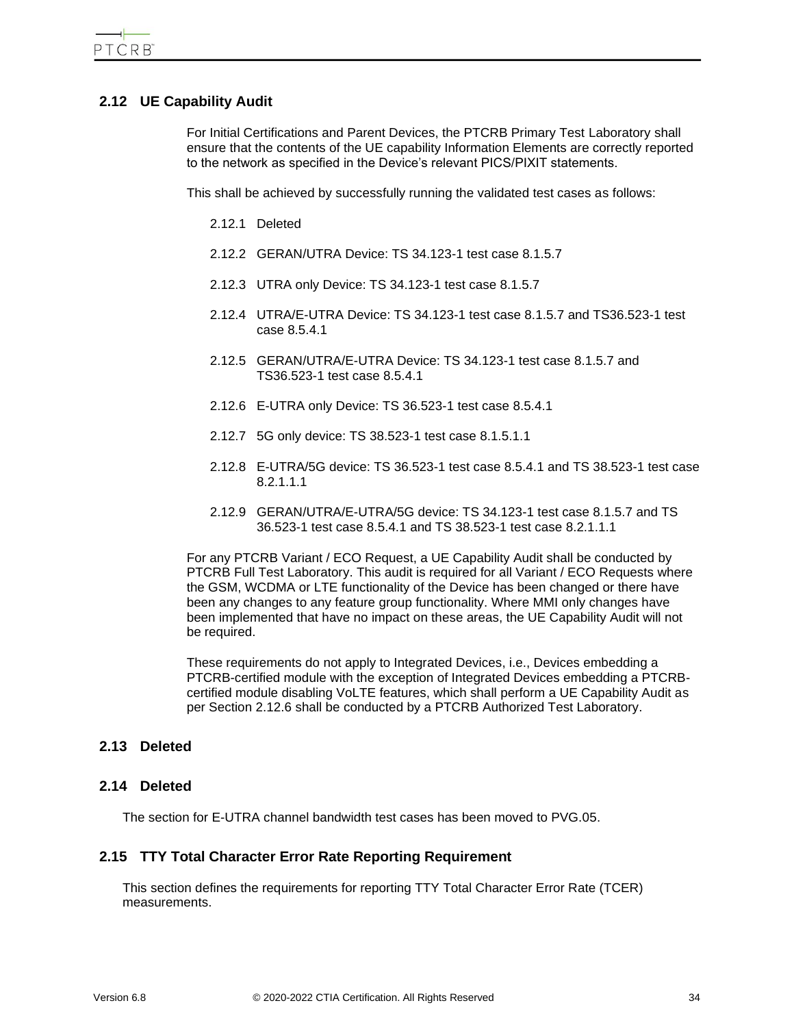## 2.12 UE Capability Audit

For Initial Certifications and Parent Devices, the PTCRB Primary Test Laboratory shall ensure that the contents of the UE capability Information Elements are correctly reported to the network as specified in the Device's relevant PICS/PIXIT statements.

This shall be achieved by successfully running the validated test cases as follows:

2.12.1 Deleted

2.12.2 GERAN/UTRA Device: TS 34.123-1 test case 8.1.5.7

2.12.3 UTRA only Device: TS 34.123-1 test case 8.1.5.7

2.12.4 UTRA/E-UTRA Device: TS 34.123-1 test case 8.1.5.7 and TS36.523-1 test case 8.5.4.1

2.12.5 GERAN/UTRA/E-UTRA Device: TS 34.123-1 test case 8.1.5.7 and TS36.523-1 test case 8.5.4.1

2.12.6 E-UTRA only Device: TS 36.523-1 test case 8.5.4.1

2.12.7 5G only device: TS 38.523-1 test case 8.1.5.1.1

2.12.8 E-UTRA/5G device: TS 36.523-1 test case 8.5.4.1 and TS 38.523-1 test case 8.2.1.1.1

2.12.9 GERAN/UTRA/E-UTRA/5G device: TS 34.123-1 test case 8.1.5.7 and TS 36.523-1 test case 8.5.4.1 and TS 38.523-1 test case 8.2.1.1.1

For any PTCRB Variant / ECO Request, a UE Capability Audit shall be conducted by PTCRB Full Test Laboratory. This audit is required for all Variant / ECO Requests where the GSM, WCDMA or LTE functionality of the Device has been changed or there have been any changes to any feature group functionality. Where MMI only changes have been implemented that have no impact on these areas, the UE Capability Audit will not be required.

These requirements do not apply to Integrated Devices, i.e., Devices embedding a PTCRB-certified module with the exception of Integrated Devices embedding a PTCRB-certified module disabling VoLTE features, which shall perform a UE Capability Audit as per Section 2.12.6 shall be conducted by a PTCRB Authorized Test Laboratory.

## 2.13 Deleted

## 2.14 Deleted

The section for E-UTRA channel bandwidth test cases has been moved to PVG.05.

## 2.15 TTY Total Character Error Rate Reporting Requirement

This section defines the requirements for reporting TTY Total Character Error Rate (TCER) measurements.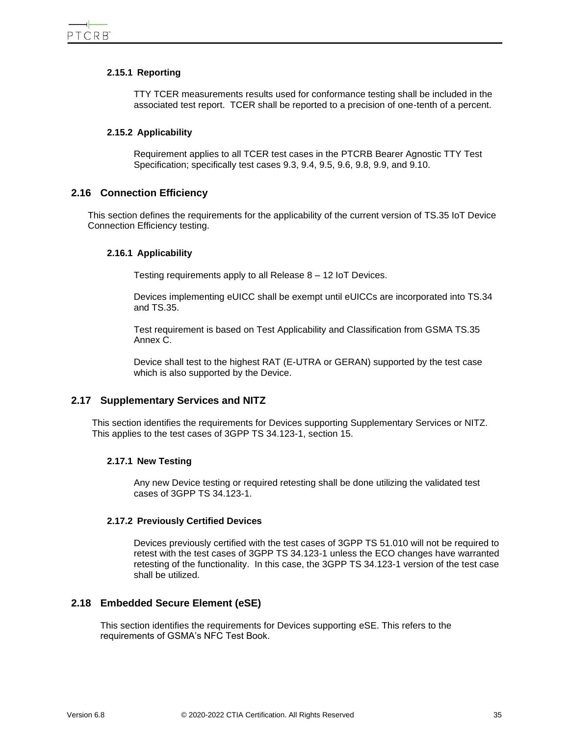### 2.15.1 Reporting

TTY TCER measurements results used for conformance testing shall be included in the associated test report. TCER shall be reported to a precision of one-tenth of a percent.

### 2.15.2 Applicability

Requirement applies to all TCER test cases in the PTCRB Bearer Agnostic TTY Test Specification; specifically test cases 9.3, 9.4, 9.5, 9.6, 9.8, 9.9, and 9.10.

## 2.16 Connection Efficiency

This section defines the requirements for the applicability of the current version of TS.35 IoT Device Connection Efficiency testing.

### 2.16.1 Applicability

Testing requirements apply to all Release 8 – 12 IoT Devices.

Devices implementing eUICC shall be exempt until eUICCs are incorporated into TS.34 and TS.35.

Test requirement is based on Test Applicability and Classification from GSMA TS.35 Annex C.

Device shall test to the highest RAT (E-UTRA or GERAN) supported by the test case which is also supported by the Device.

## 2.17 Supplementary Services and NITZ

This section identifies the requirements for Devices supporting Supplementary Services or NITZ. This applies to the test cases of 3GPP TS 34.123-1, section 15.

### 2.17.1 New Testing

Any new Device testing or required retesting shall be done utilizing the validated test cases of 3GPP TS 34.123-1.

### 2.17.2 Previously Certified Devices

Devices previously certified with the test cases of 3GPP TS 51.010 will not be required to retest with the test cases of 3GPP TS 34.123-1 unless the ECO changes have warranted retesting of the functionality. In this case, the 3GPP TS 34.123-1 version of the test case shall be utilized.

## 2.18 Embedded Secure Element (eSE)

This section identifies the requirements for Devices supporting eSE. This refers to the requirements of GSMA's NFC Test Book.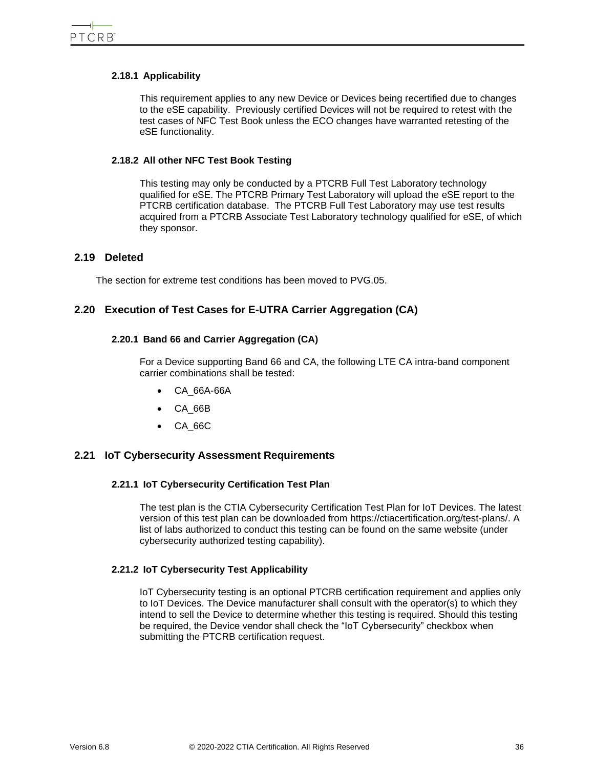### 2.18.1 Applicability

This requirement applies to any new Device or Devices being recertified due to changes to the eSE capability. Previously certified Devices will not be required to retest with the test cases of NFC Test Book unless the ECO changes have warranted retesting of the eSE functionality.

### 2.18.2 All other NFC Test Book Testing

This testing may only be conducted by a PTCRB Full Test Laboratory technology qualified for eSE. The PTCRB Primary Test Laboratory will upload the eSE report to the PTCRB certification database. The PTCRB Full Test Laboratory may use test results acquired from a PTCRB Associate Test Laboratory technology qualified for eSE, of which they sponsor.

## 2.19 Deleted

The section for extreme test conditions has been moved to PVG.05.

## 2.20 Execution of Test Cases for E-UTRA Carrier Aggregation (CA)

### 2.20.1 Band 66 and Carrier Aggregation (CA)

For a Device supporting Band 66 and CA, the following LTE CA intra-band component carrier combinations shall be tested:

- CA_66A-66A
- CA_66B
- CA_66C

## 2.21 IoT Cybersecurity Assessment Requirements

### 2.21.1 IoT Cybersecurity Certification Test Plan

The test plan is the CTIA Cybersecurity Certification Test Plan for IoT Devices. The latest version of this test plan can be downloaded from https://ctiacertification.org/test-plans/. A list of labs authorized to conduct this testing can be found on the same website (under cybersecurity authorized testing capability).

### 2.21.2 IoT Cybersecurity Test Applicability

IoT Cybersecurity testing is an optional PTCRB certification requirement and applies only to IoT Devices. The Device manufacturer shall consult with the operator(s) to which they intend to sell the Device to determine whether this testing is required. Should this testing be required, the Device vendor shall check the "IoT Cybersecurity" checkbox when submitting the PTCRB certification request.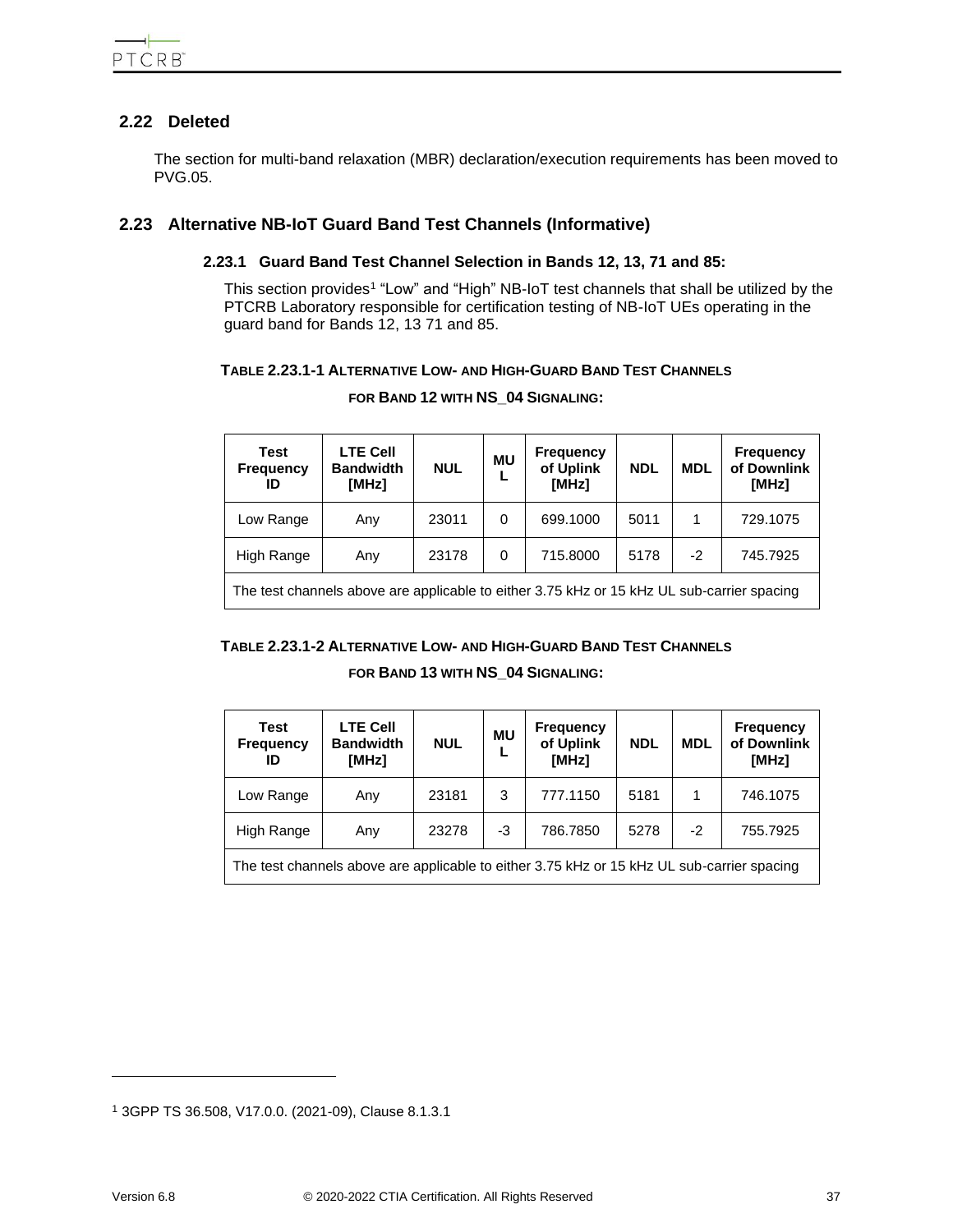## 2.22 Deleted

The section for multi-band relaxation (MBR) declaration/execution requirements has been moved to PVG.05.

## 2.23 Alternative NB-IoT Guard Band Test Channels (Informative)

### 2.23.1 Guard Band Test Channel Selection in Bands 12, 13, 71 and 85:

This section provides[1] "Low" and "High" NB-IoT test channels that shall be utilized by the PTCRB Laboratory responsible for certification testing of NB-IoT UEs operating in the guard band for Bands 12, 13 71 and 85.

**TABLE 2.23.1-1 ALTERNATIVE LOW- AND HIGH-GUARD BAND TEST CHANNELS FOR BAND 12 WITH NS_04 SIGNALING:**

| Test Frequency ID | LTE Cell Bandwidth [MHz] | NUL | MUL | Frequency of Uplink [MHz] | NDL | MDL | Frequency of Downlink [MHz] |
|---|---|---|---|---|---|---|---|
| Low Range | Any | 23011 | 0 | 699.1000 | 5011 | 1 | 729.1075 |
| High Range | Any | 23178 | 0 | 715.8000 | 5178 | -2 | 745.7925 |
| The test channels above are applicable to either 3.75 kHz or 15 kHz UL sub-carrier spacing | | | | | | | |

**TABLE 2.23.1-2 ALTERNATIVE LOW- AND HIGH-GUARD BAND TEST CHANNELS FOR BAND 13 WITH NS_04 SIGNALING:**

| Test Frequency ID | LTE Cell Bandwidth [MHz] | NUL | MUL | Frequency of Uplink [MHz] | NDL | MDL | Frequency of Downlink [MHz] |
|---|---|---|---|---|---|---|---|
| Low Range | Any | 23181 | 3 | 777.1150 | 5181 | 1 | 746.1075 |
| High Range | Any | 23278 | -3 | 786.7850 | 5278 | -2 | 755.7925 |
| The test channels above are applicable to either 3.75 kHz or 15 kHz UL sub-carrier spacing | | | | | | | |

[1] 3GPP TS 36.508, V17.0.0. (2021-09), Clause 8.1.3.1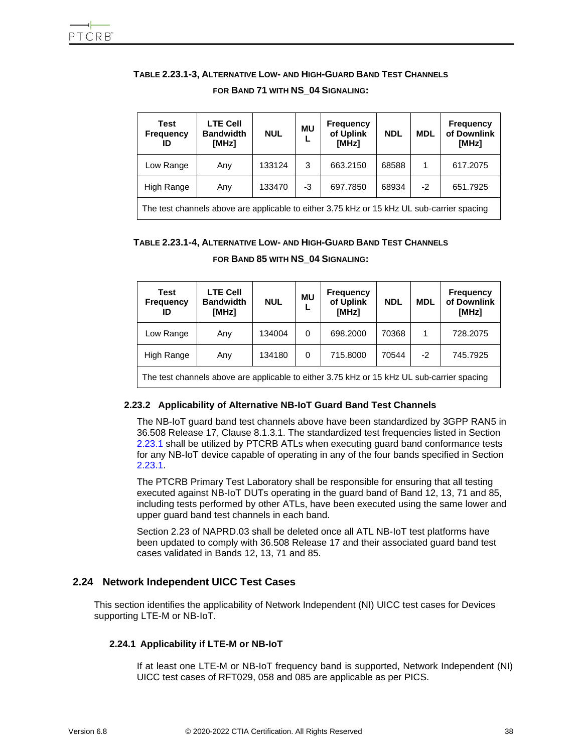**Table 2.23.1-3, Alternative Low- and High-Guard Band Test Channels for Band 71 with NS_04 Signaling:**

| Test Frequency ID | LTE Cell Bandwidth [MHz] | NUL | MUL | Frequency of Uplink [MHz] | NDL | MDL | Frequency of Downlink [MHz] |
|---|---|---|---|---|---|---|---|
| Low Range | Any | 133124 | 3 | 663.2150 | 68588 | 1 | 617.2075 |
| High Range | Any | 133470 | -3 | 697.7850 | 68934 | -2 | 651.7925 |
| The test channels above are applicable to either 3.75 kHz or 15 kHz UL sub-carrier spacing | | | | | | | |

**Table 2.23.1-4, Alternative Low- and High-Guard Band Test Channels for Band 85 with NS_04 Signaling:**

| Test Frequency ID | LTE Cell Bandwidth [MHz] | NUL | MUL | Frequency of Uplink [MHz] | NDL | MDL | Frequency of Downlink [MHz] |
|---|---|---|---|---|---|---|---|
| Low Range | Any | 134004 | 0 | 698.2000 | 70368 | 1 | 728.2075 |
| High Range | Any | 134180 | 0 | 715.8000 | 70544 | -2 | 745.7925 |
| The test channels above are applicable to either 3.75 kHz or 15 kHz UL sub-carrier spacing | | | | | | | |

### 2.23.2 Applicability of Alternative NB-IoT Guard Band Test Channels

The NB-IoT guard band test channels above have been standardized by 3GPP RAN5 in 36.508 Release 17, Clause 8.1.3.1. The standardized test frequencies listed in Section 2.23.1 shall be utilized by PTCRB ATLs when executing guard band conformance tests for any NB-IoT device capable of operating in any of the four bands specified in Section 2.23.1.

The PTCRB Primary Test Laboratory shall be responsible for ensuring that all testing executed against NB-IoT DUTs operating in the guard band of Band 12, 13, 71 and 85, including tests performed by other ATLs, have been executed using the same lower and upper guard band test channels in each band.

Section 2.23 of NAPRD.03 shall be deleted once all ATL NB-IoT test platforms have been updated to comply with 36.508 Release 17 and their associated guard band test cases validated in Bands 12, 13, 71 and 85.

## 2.24 Network Independent UICC Test Cases

This section identifies the applicability of Network Independent (NI) UICC test cases for Devices supporting LTE-M or NB-IoT.

### 2.24.1 Applicability if LTE-M or NB-IoT

If at least one LTE-M or NB-IoT frequency band is supported, Network Independent (NI) UICC test cases of RFT029, 058 and 085 are applicable as per PICS.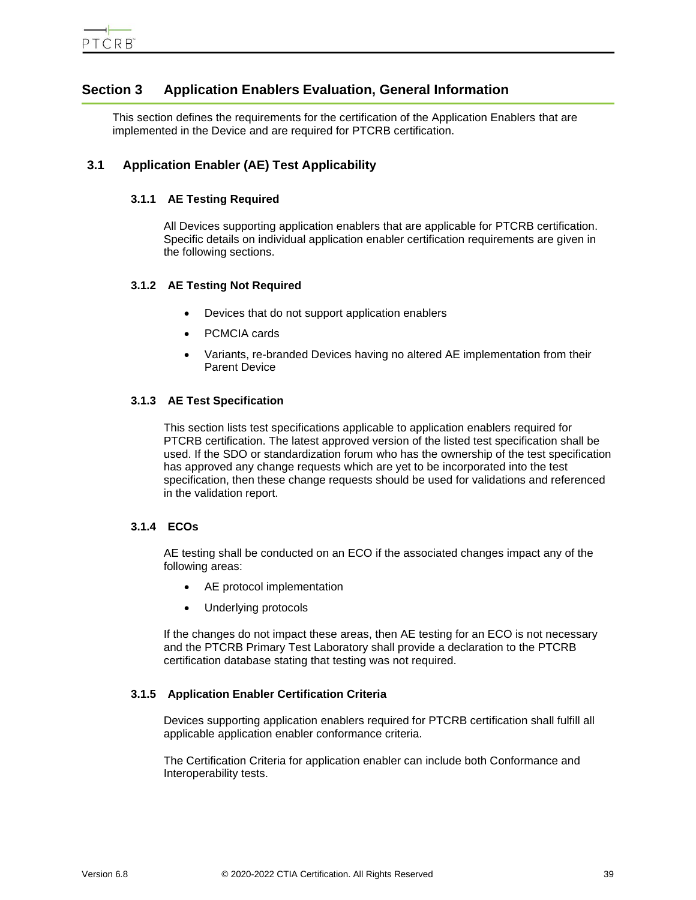# Section 3 Application Enablers Evaluation, General Information

This section defines the requirements for the certification of the Application Enablers that are implemented in the Device and are required for PTCRB certification.

## 3.1 Application Enabler (AE) Test Applicability

### 3.1.1 AE Testing Required

All Devices supporting application enablers that are applicable for PTCRB certification. Specific details on individual application enabler certification requirements are given in the following sections.

### 3.1.2 AE Testing Not Required

- Devices that do not support application enablers
- PCMCIA cards
- Variants, re-branded Devices having no altered AE implementation from their Parent Device

### 3.1.3 AE Test Specification

This section lists test specifications applicable to application enablers required for PTCRB certification. The latest approved version of the listed test specification shall be used. If the SDO or standardization forum who has the ownership of the test specification has approved any change requests which are yet to be incorporated into the test specification, then these change requests should be used for validations and referenced in the validation report.

### 3.1.4 ECOs

AE testing shall be conducted on an ECO if the associated changes impact any of the following areas:

- AE protocol implementation
- Underlying protocols

If the changes do not impact these areas, then AE testing for an ECO is not necessary and the PTCRB Primary Test Laboratory shall provide a declaration to the PTCRB certification database stating that testing was not required.

### 3.1.5 Application Enabler Certification Criteria

Devices supporting application enablers required for PTCRB certification shall fulfill all applicable application enabler conformance criteria.

The Certification Criteria for application enabler can include both Conformance and Interoperability tests.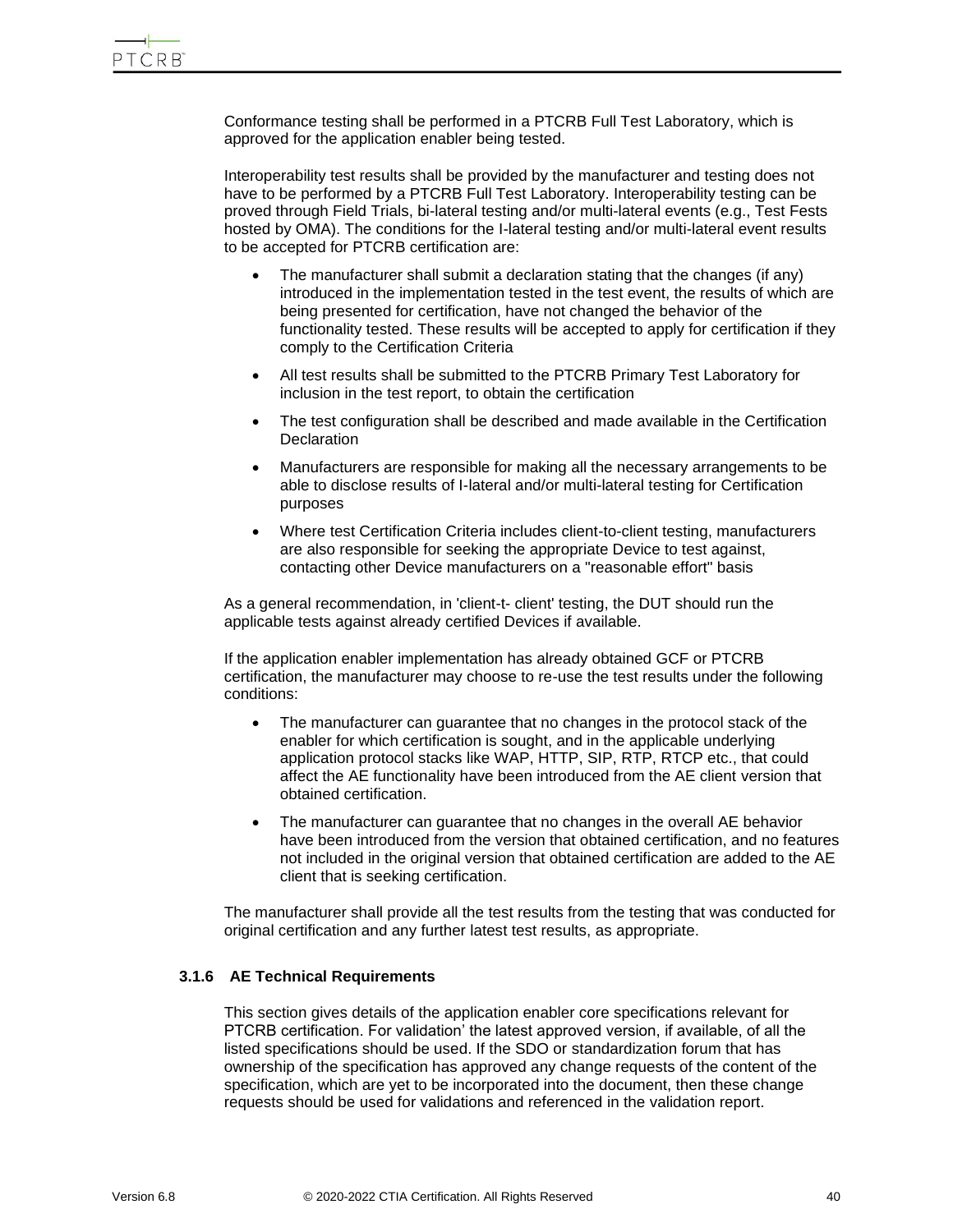Conformance testing shall be performed in a PTCRB Full Test Laboratory, which is approved for the application enabler being tested.

Interoperability test results shall be provided by the manufacturer and testing does not have to be performed by a PTCRB Full Test Laboratory. Interoperability testing can be proved through Field Trials, bi-lateral testing and/or multi-lateral events (e.g., Test Fests hosted by OMA). The conditions for the I-lateral testing and/or multi-lateral event results to be accepted for PTCRB certification are:

- The manufacturer shall submit a declaration stating that the changes (if any) introduced in the implementation tested in the test event, the results of which are being presented for certification, have not changed the behavior of the functionality tested. These results will be accepted to apply for certification if they comply to the Certification Criteria
- All test results shall be submitted to the PTCRB Primary Test Laboratory for inclusion in the test report, to obtain the certification
- The test configuration shall be described and made available in the Certification Declaration
- Manufacturers are responsible for making all the necessary arrangements to be able to disclose results of I-lateral and/or multi-lateral testing for Certification purposes
- Where test Certification Criteria includes client-to-client testing, manufacturers are also responsible for seeking the appropriate Device to test against, contacting other Device manufacturers on a "reasonable effort" basis

As a general recommendation, in 'client-t- client' testing, the DUT should run the applicable tests against already certified Devices if available.

If the application enabler implementation has already obtained GCF or PTCRB certification, the manufacturer may choose to re-use the test results under the following conditions:

- The manufacturer can guarantee that no changes in the protocol stack of the enabler for which certification is sought, and in the applicable underlying application protocol stacks like WAP, HTTP, SIP, RTP, RTCP etc., that could affect the AE functionality have been introduced from the AE client version that obtained certification.
- The manufacturer can guarantee that no changes in the overall AE behavior have been introduced from the version that obtained certification, and no features not included in the original version that obtained certification are added to the AE client that is seeking certification.

The manufacturer shall provide all the test results from the testing that was conducted for original certification and any further latest test results, as appropriate.

### 3.1.6 AE Technical Requirements

This section gives details of the application enabler core specifications relevant for PTCRB certification. For validation' the latest approved version, if available, of all the listed specifications should be used. If the SDO or standardization forum that has ownership of the specification has approved any change requests of the content of the specification, which are yet to be incorporated into the document, then these change requests should be used for validations and referenced in the validation report.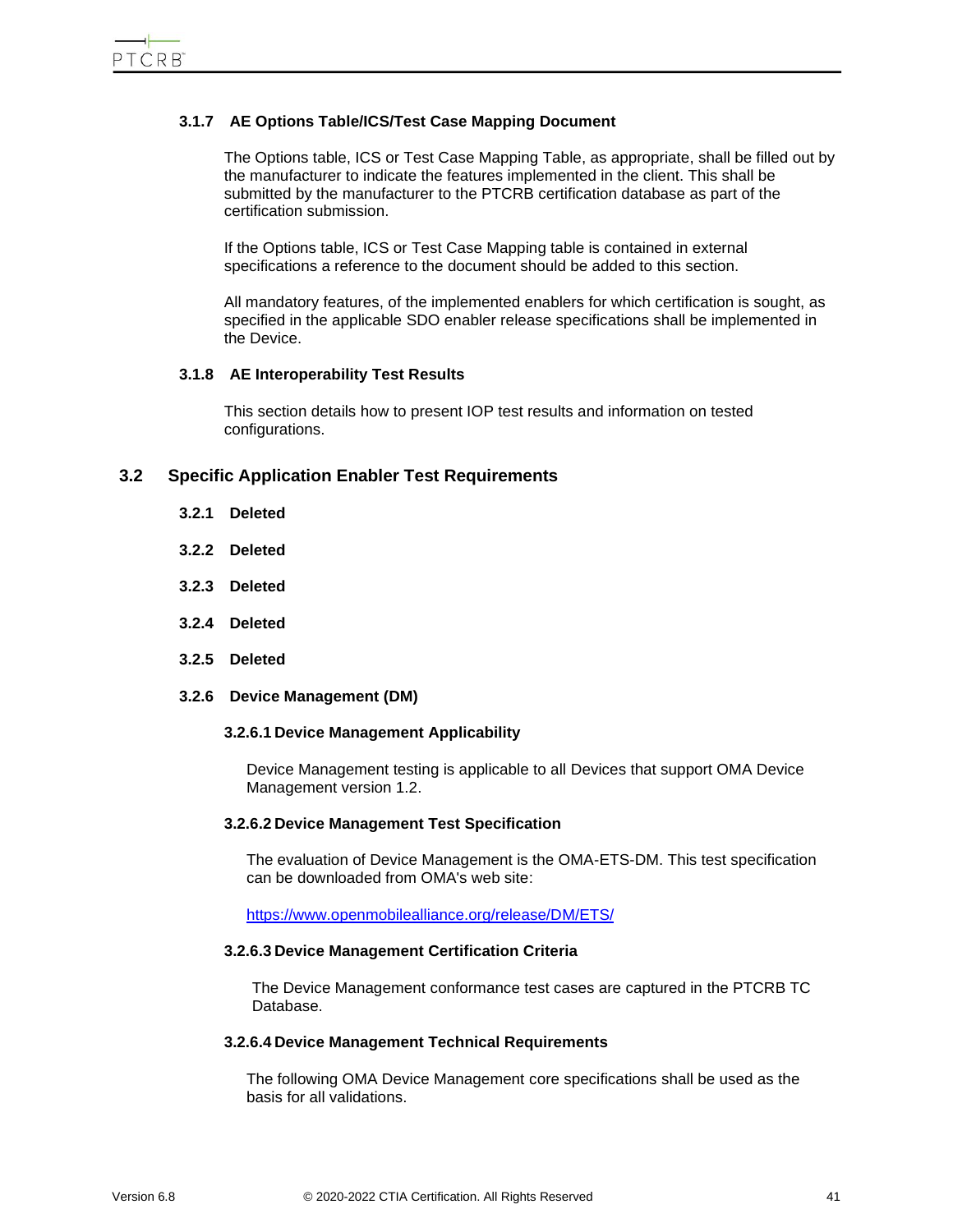### 3.1.7 AE Options Table/ICS/Test Case Mapping Document

The Options table, ICS or Test Case Mapping Table, as appropriate, shall be filled out by the manufacturer to indicate the features implemented in the client. This shall be submitted by the manufacturer to the PTCRB certification database as part of the certification submission.

If the Options table, ICS or Test Case Mapping table is contained in external specifications a reference to the document should be added to this section.

All mandatory features, of the implemented enablers for which certification is sought, as specified in the applicable SDO enabler release specifications shall be implemented in the Device.

### 3.1.8 AE Interoperability Test Results

This section details how to present IOP test results and information on tested configurations.

## 3.2 Specific Application Enabler Test Requirements

### 3.2.1 Deleted

### 3.2.2 Deleted

### 3.2.3 Deleted

### 3.2.4 Deleted

### 3.2.5 Deleted

### 3.2.6 Device Management (DM)

#### 3.2.6.1 Device Management Applicability

Device Management testing is applicable to all Devices that support OMA Device Management version 1.2.

#### 3.2.6.2 Device Management Test Specification

The evaluation of Device Management is the OMA-ETS-DM. This test specification can be downloaded from OMA's web site:

https://www.openmobilealliance.org/release/DM/ETS/

#### 3.2.6.3 Device Management Certification Criteria

The Device Management conformance test cases are captured in the PTCRB TC Database.

#### 3.2.6.4 Device Management Technical Requirements

The following OMA Device Management core specifications shall be used as the basis for all validations.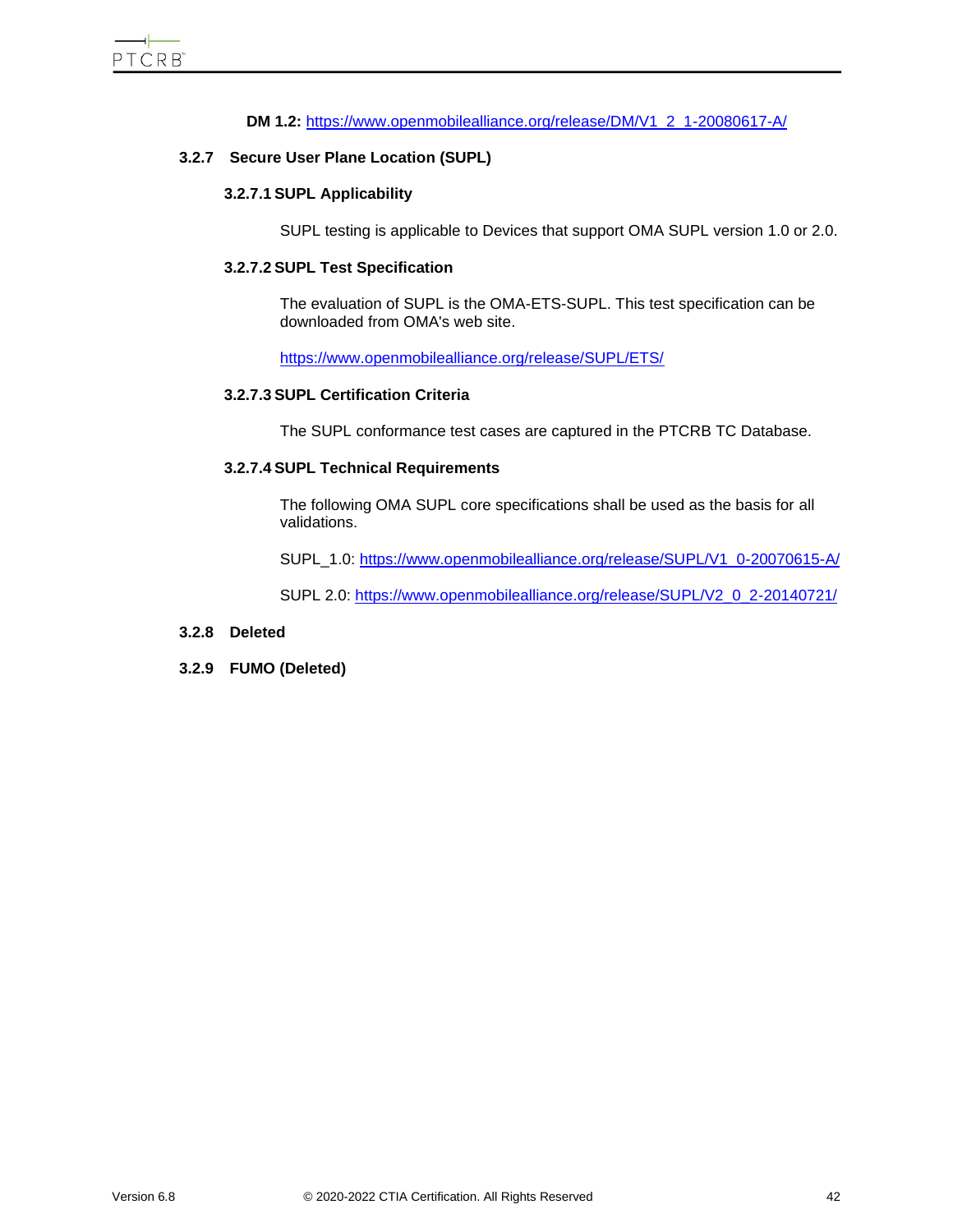**DM 1.2:** https://www.openmobilealliance.org/release/DM/V1_2_1-20080617-A/

### 3.2.7 Secure User Plane Location (SUPL)

#### 3.2.7.1 SUPL Applicability

SUPL testing is applicable to Devices that support OMA SUPL version 1.0 or 2.0.

#### 3.2.7.2 SUPL Test Specification

The evaluation of SUPL is the OMA-ETS-SUPL. This test specification can be downloaded from OMA's web site.

https://www.openmobilealliance.org/release/SUPL/ETS/

#### 3.2.7.3 SUPL Certification Criteria

The SUPL conformance test cases are captured in the PTCRB TC Database.

#### 3.2.7.4 SUPL Technical Requirements

The following OMA SUPL core specifications shall be used as the basis for all validations.

SUPL_1.0: https://www.openmobilealliance.org/release/SUPL/V1_0-20070615-A/

SUPL 2.0: https://www.openmobilealliance.org/release/SUPL/V2_0_2-20140721/

### 3.2.8 Deleted

### 3.2.9 FUMO (Deleted)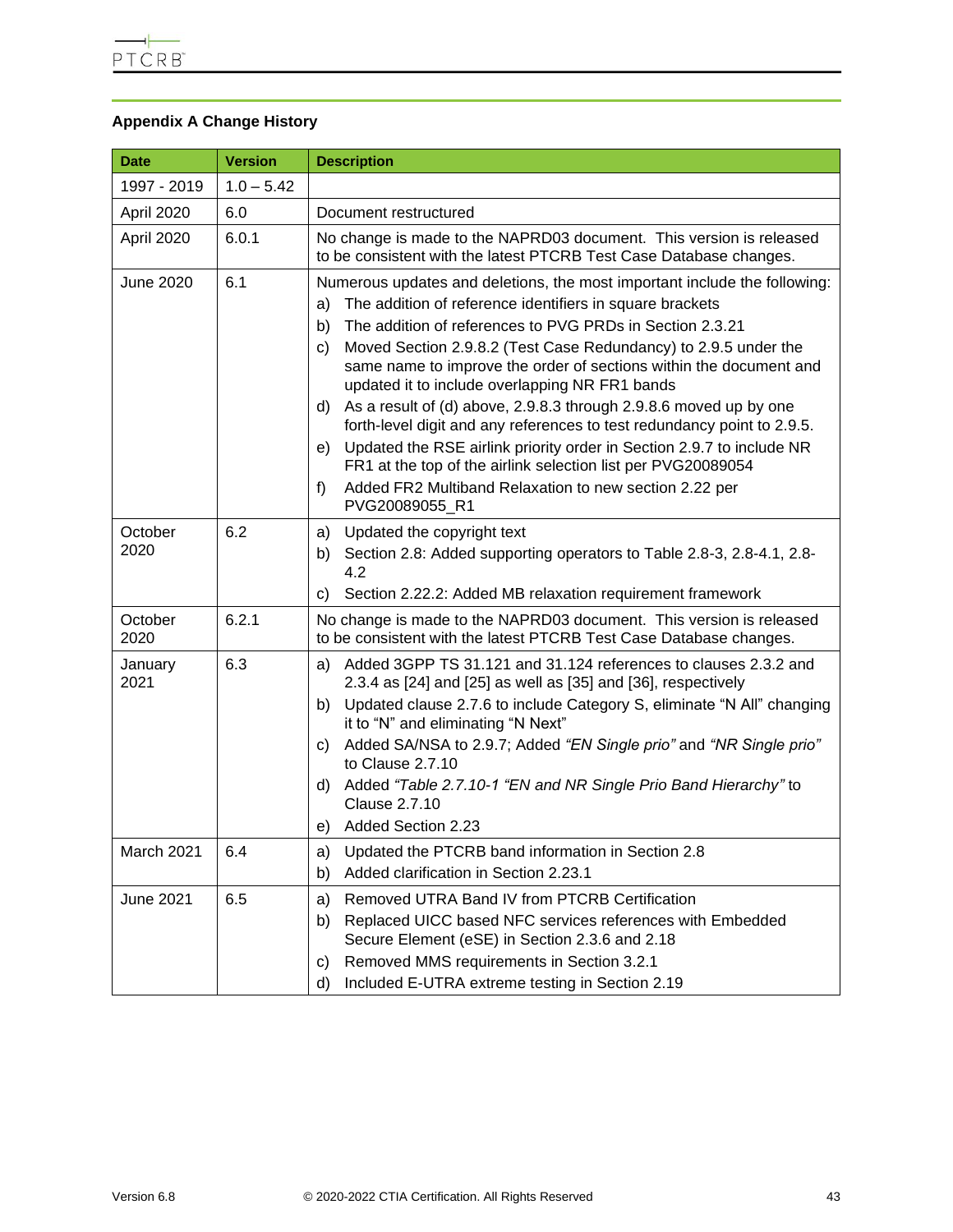## Appendix A Change History

| Date | Version | Description |
|---|---|---|
| 1997 - 2019 | 1.0 – 5.42 | |
| April 2020 | 6.0 | Document restructured |
| April 2020 | 6.0.1 | No change is made to the NAPRD03 document. This version is released to be consistent with the latest PTCRB Test Case Database changes. |
| June 2020 | 6.1 | Numerous updates and deletions, the most important include the following:<br>a) The addition of reference identifiers in square brackets<br>b) The addition of references to PVG PRDs in Section 2.3.21<br>c) Moved Section 2.9.8.2 (Test Case Redundancy) to 2.9.5 under the same name to improve the order of sections within the document and updated it to include overlapping NR FR1 bands<br>d) As a result of (d) above, 2.9.8.3 through 2.9.8.6 moved up by one forth-level digit and any references to test redundancy point to 2.9.5.<br>e) Updated the RSE airlink priority order in Section 2.9.7 to include NR FR1 at the top of the airlink selection list per PVG20089054<br>f) Added FR2 Multiband Relaxation to new section 2.22 per PVG20089055_R1 |
| October 2020 | 6.2 | a) Updated the copyright text<br>b) Section 2.8: Added supporting operators to Table 2.8-3, 2.8-4.1, 2.8-4.2<br>c) Section 2.22.2: Added MB relaxation requirement framework |
| October 2020 | 6.2.1 | No change is made to the NAPRD03 document. This version is released to be consistent with the latest PTCRB Test Case Database changes. |
| January 2021 | 6.3 | a) Added 3GPP TS 31.121 and 31.124 references to clauses 2.3.2 and 2.3.4 as [24] and [25] as well as [35] and [36], respectively<br>b) Updated clause 2.7.6 to include Category S, eliminate "N All" changing it to "N" and eliminating "N Next"<br>c) Added SA/NSA to 2.9.7; Added *"EN Single prio"* and *"NR Single prio"* to Clause 2.7.10<br>d) Added *"Table 2.7.10-1 "EN and NR Single Prio Band Hierarchy"* to Clause 2.7.10<br>e) Added Section 2.23 |
| March 2021 | 6.4 | a) Updated the PTCRB band information in Section 2.8<br>b) Added clarification in Section 2.23.1 |
| June 2021 | 6.5 | a) Removed UTRA Band IV from PTCRB Certification<br>b) Replaced UICC based NFC services references with Embedded Secure Element (eSE) in Section 2.3.6 and 2.18<br>c) Removed MMS requirements in Section 3.2.1<br>d) Included E-UTRA extreme testing in Section 2.19 |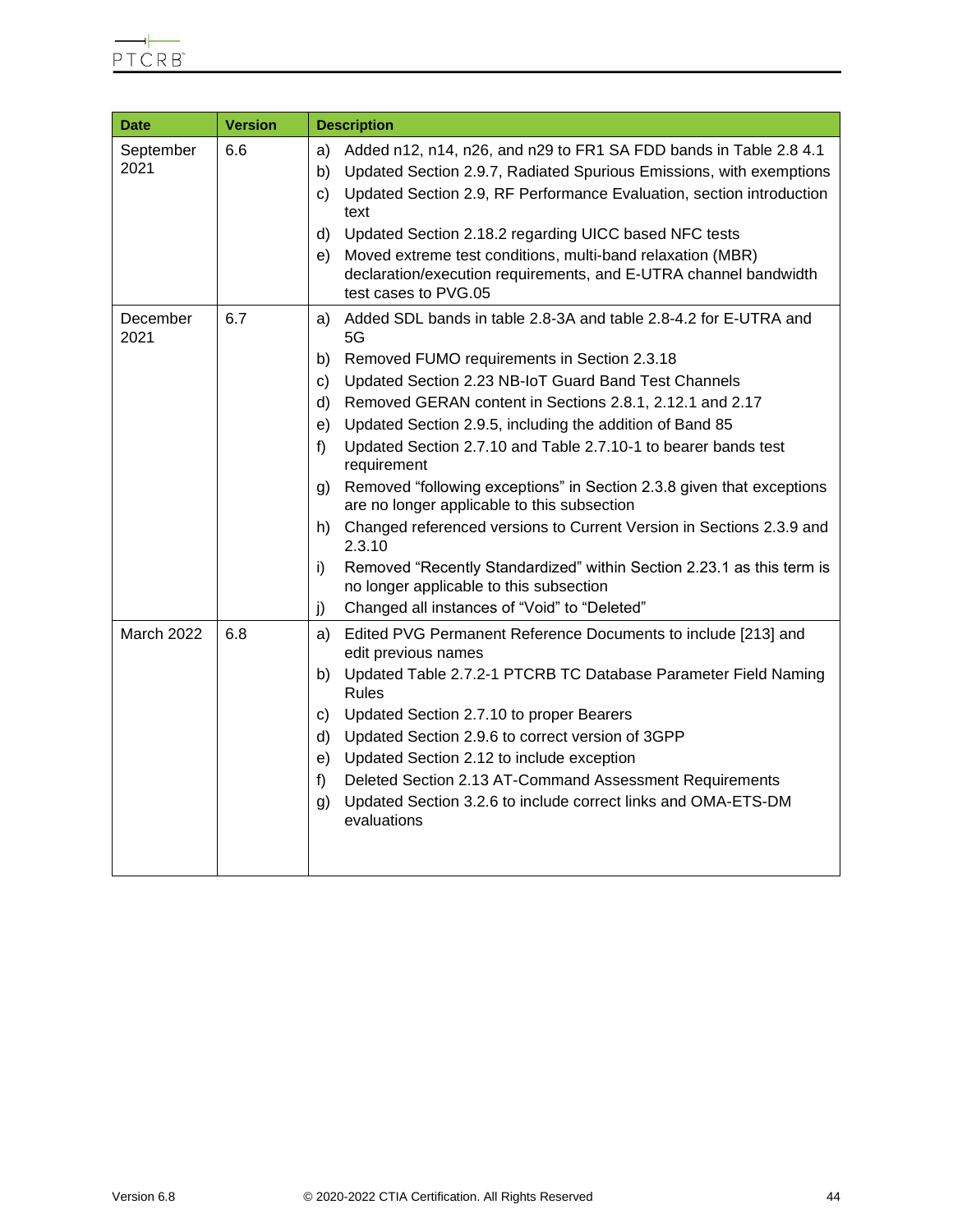| Date | Version | Description |
|---|---|---|
| September 2021 | 6.6 | a) Added n12, n14, n26, and n29 to FR1 SA FDD bands in Table 2.8 4.1<br>b) Updated Section 2.9.7, Radiated Spurious Emissions, with exemptions<br>c) Updated Section 2.9, RF Performance Evaluation, section introduction text<br>d) Updated Section 2.18.2 regarding UICC based NFC tests<br>e) Moved extreme test conditions, multi-band relaxation (MBR) declaration/execution requirements, and E-UTRA channel bandwidth test cases to PVG.05 |
| December 2021 | 6.7 | a) Added SDL bands in table 2.8-3A and table 2.8-4.2 for E-UTRA and 5G<br>b) Removed FUMO requirements in Section 2.3.18<br>c) Updated Section 2.23 NB-IoT Guard Band Test Channels<br>d) Removed GERAN content in Sections 2.8.1, 2.12.1 and 2.17<br>e) Updated Section 2.9.5, including the addition of Band 85<br>f) Updated Section 2.7.10 and Table 2.7.10-1 to bearer bands test requirement<br>g) Removed "following exceptions" in Section 2.3.8 given that exceptions are no longer applicable to this subsection<br>h) Changed referenced versions to Current Version in Sections 2.3.9 and 2.3.10<br>i) Removed "Recently Standardized" within Section 2.23.1 as this term is no longer applicable to this subsection<br>j) Changed all instances of "Void" to "Deleted" |
| March 2022 | 6.8 | a) Edited PVG Permanent Reference Documents to include [213] and edit previous names<br>b) Updated Table 2.7.2-1 PTCRB TC Database Parameter Field Naming Rules<br>c) Updated Section 2.7.10 to proper Bearers<br>d) Updated Section 2.9.6 to correct version of 3GPP<br>e) Updated Section 2.12 to include exception<br>f) Deleted Section 2.13 AT-Command Assessment Requirements<br>g) Updated Section 3.2.6 to include correct links and OMA-ETS-DM evaluations |